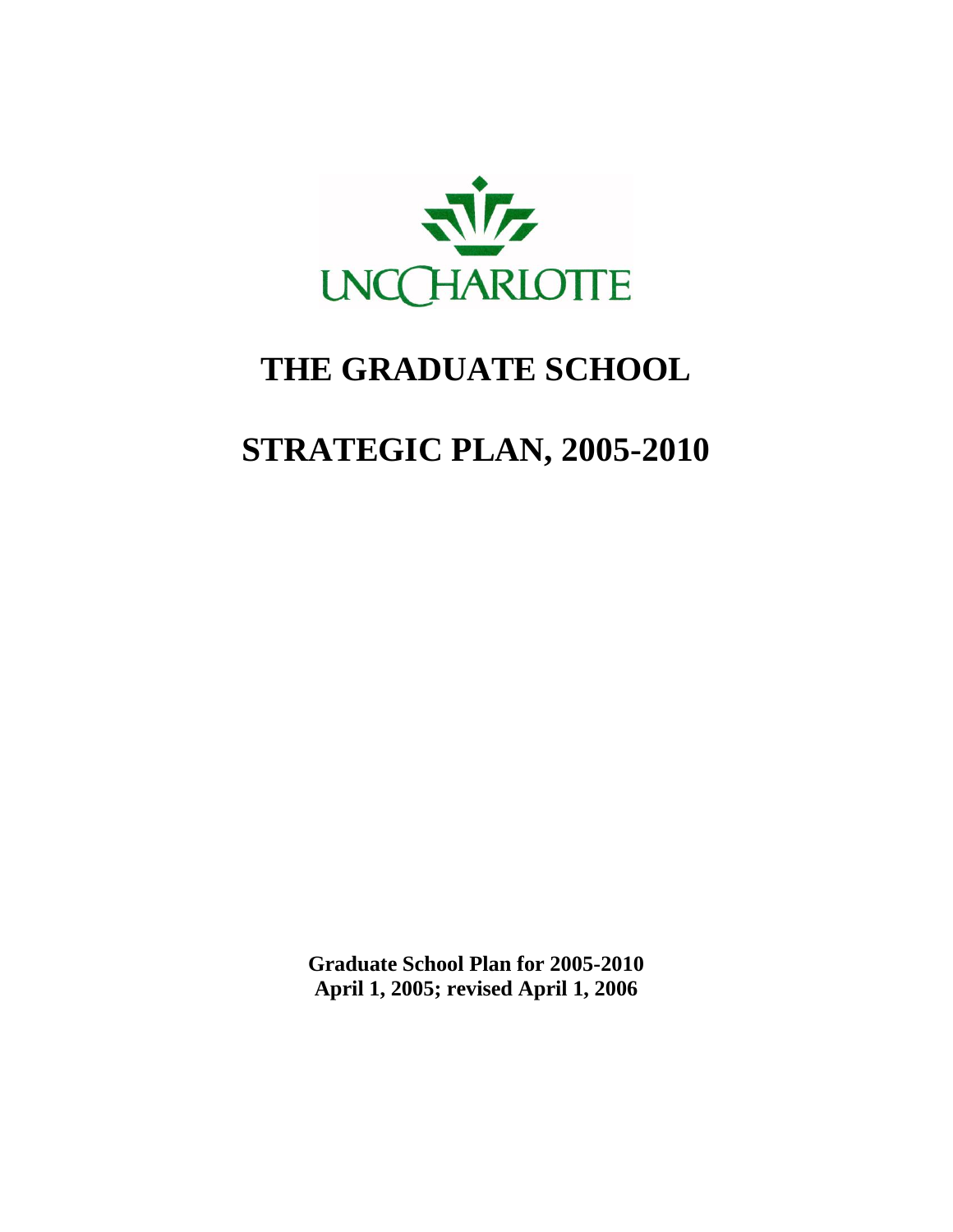UNC CHARLOTTE

# THE GRADUATE SCHOOL

# STRATEGIC PLAN, 2005-2010

**Graduate School Plan for 2005-2010**
**April 1, 2005; revised April 1, 2006**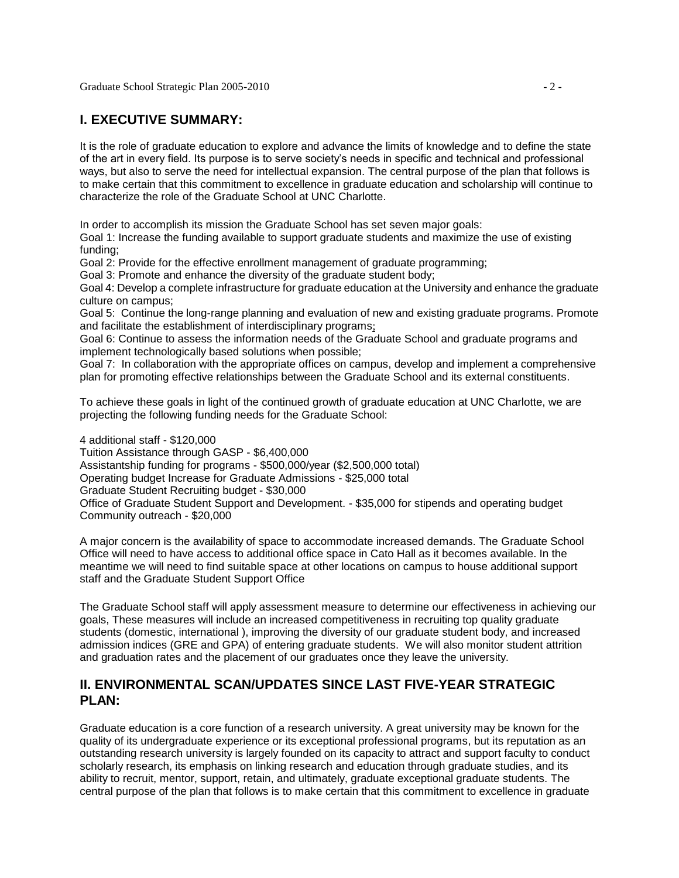## I. EXECUTIVE SUMMARY:

It is the role of graduate education to explore and advance the limits of knowledge and to define the state of the art in every field. Its purpose is to serve society's needs in specific and technical and professional ways, but also to serve the need for intellectual expansion. The central purpose of the plan that follows is to make certain that this commitment to excellence in graduate education and scholarship will continue to characterize the role of the Graduate School at UNC Charlotte.

In order to accomplish its mission the Graduate School has set seven major goals:
Goal 1: Increase the funding available to support graduate students and maximize the use of existing funding;
Goal 2: Provide for the effective enrollment management of graduate programming;
Goal 3: Promote and enhance the diversity of the graduate student body;
Goal 4: Develop a complete infrastructure for graduate education at the University and enhance the graduate culture on campus;
Goal 5: Continue the long-range planning and evaluation of new and existing graduate programs. Promote and facilitate the establishment of interdisciplinary programs;
Goal 6: Continue to assess the information needs of the Graduate School and graduate programs and implement technologically based solutions when possible;
Goal 7: In collaboration with the appropriate offices on campus, develop and implement a comprehensive plan for promoting effective relationships between the Graduate School and its external constituents.

To achieve these goals in light of the continued growth of graduate education at UNC Charlotte, we are projecting the following funding needs for the Graduate School:

4 additional staff - $120,000
Tuition Assistance through GASP - $6,400,000
Assistantship funding for programs - $500,000/year ($2,500,000 total)
Operating budget Increase for Graduate Admissions - $25,000 total
Graduate Student Recruiting budget - $30,000
Office of Graduate Student Support and Development. - $35,000 for stipends and operating budget
Community outreach - $20,000

A major concern is the availability of space to accommodate increased demands. The Graduate School Office will need to have access to additional office space in Cato Hall as it becomes available. In the meantime we will need to find suitable space at other locations on campus to house additional support staff and the Graduate Student Support Office

The Graduate School staff will apply assessment measure to determine our effectiveness in achieving our goals, These measures will include an increased competitiveness in recruiting top quality graduate students (domestic, international ), improving the diversity of our graduate student body, and increased admission indices (GRE and GPA) of entering graduate students. We will also monitor student attrition and graduation rates and the placement of our graduates once they leave the university.

## II. ENVIRONMENTAL SCAN/UPDATES SINCE LAST FIVE-YEAR STRATEGIC PLAN:

Graduate education is a core function of a research university. A great university may be known for the quality of its undergraduate experience or its exceptional professional programs, but its reputation as an outstanding research university is largely founded on its capacity to attract and support faculty to conduct scholarly research, its emphasis on linking research and education through graduate studies, and its ability to recruit, mentor, support, retain, and ultimately, graduate exceptional graduate students. The central purpose of the plan that follows is to make certain that this commitment to excellence in graduate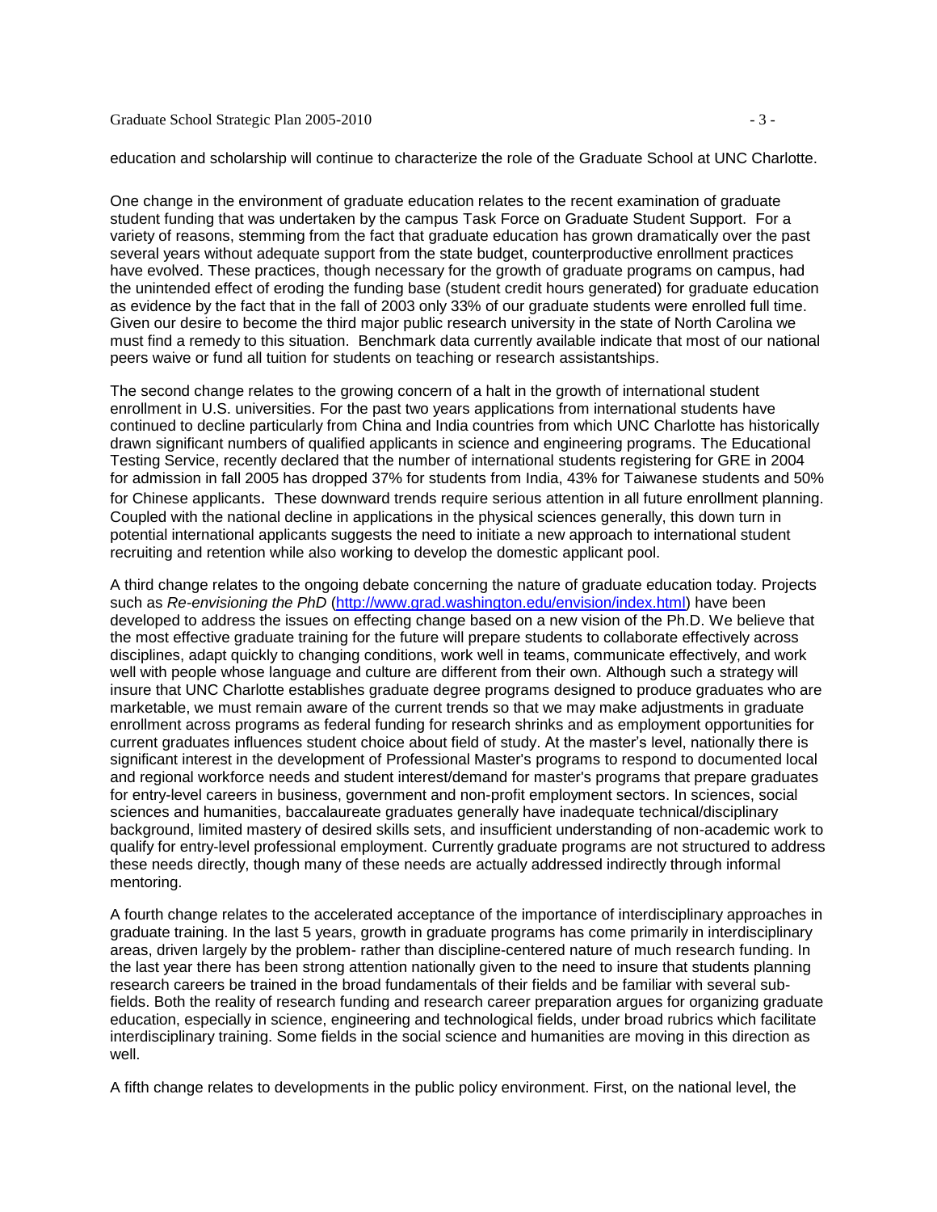education and scholarship will continue to characterize the role of the Graduate School at UNC Charlotte.

One change in the environment of graduate education relates to the recent examination of graduate student funding that was undertaken by the campus Task Force on Graduate Student Support. For a variety of reasons, stemming from the fact that graduate education has grown dramatically over the past several years without adequate support from the state budget, counterproductive enrollment practices have evolved. These practices, though necessary for the growth of graduate programs on campus, had the unintended effect of eroding the funding base (student credit hours generated) for graduate education as evidence by the fact that in the fall of 2003 only 33% of our graduate students were enrolled full time. Given our desire to become the third major public research university in the state of North Carolina we must find a remedy to this situation. Benchmark data currently available indicate that most of our national peers waive or fund all tuition for students on teaching or research assistantships.

The second change relates to the growing concern of a halt in the growth of international student enrollment in U.S. universities. For the past two years applications from international students have continued to decline particularly from China and India countries from which UNC Charlotte has historically drawn significant numbers of qualified applicants in science and engineering programs. The Educational Testing Service, recently declared that the number of international students registering for GRE in 2004 for admission in fall 2005 has dropped 37% for students from India, 43% for Taiwanese students and 50% for Chinese applicants. These downward trends require serious attention in all future enrollment planning. Coupled with the national decline in applications in the physical sciences generally, this down turn in potential international applicants suggests the need to initiate a new approach to international student recruiting and retention while also working to develop the domestic applicant pool.

A third change relates to the ongoing debate concerning the nature of graduate education today. Projects such as *Re-envisioning the PhD* (http://www.grad.washington.edu/envision/index.html) have been developed to address the issues on effecting change based on a new vision of the Ph.D. We believe that the most effective graduate training for the future will prepare students to collaborate effectively across disciplines, adapt quickly to changing conditions, work well in teams, communicate effectively, and work well with people whose language and culture are different from their own. Although such a strategy will insure that UNC Charlotte establishes graduate degree programs designed to produce graduates who are marketable, we must remain aware of the current trends so that we may make adjustments in graduate enrollment across programs as federal funding for research shrinks and as employment opportunities for current graduates influences student choice about field of study. At the master's level, nationally there is significant interest in the development of Professional Master's programs to respond to documented local and regional workforce needs and student interest/demand for master's programs that prepare graduates for entry-level careers in business, government and non-profit employment sectors. In sciences, social sciences and humanities, baccalaureate graduates generally have inadequate technical/disciplinary background, limited mastery of desired skills sets, and insufficient understanding of non-academic work to qualify for entry-level professional employment. Currently graduate programs are not structured to address these needs directly, though many of these needs are actually addressed indirectly through informal mentoring.

A fourth change relates to the accelerated acceptance of the importance of interdisciplinary approaches in graduate training. In the last 5 years, growth in graduate programs has come primarily in interdisciplinary areas, driven largely by the problem- rather than discipline-centered nature of much research funding. In the last year there has been strong attention nationally given to the need to insure that students planning research careers be trained in the broad fundamentals of their fields and be familiar with several sub-fields. Both the reality of research funding and research career preparation argues for organizing graduate education, especially in science, engineering and technological fields, under broad rubrics which facilitate interdisciplinary training. Some fields in the social science and humanities are moving in this direction as well.

A fifth change relates to developments in the public policy environment. First, on the national level, the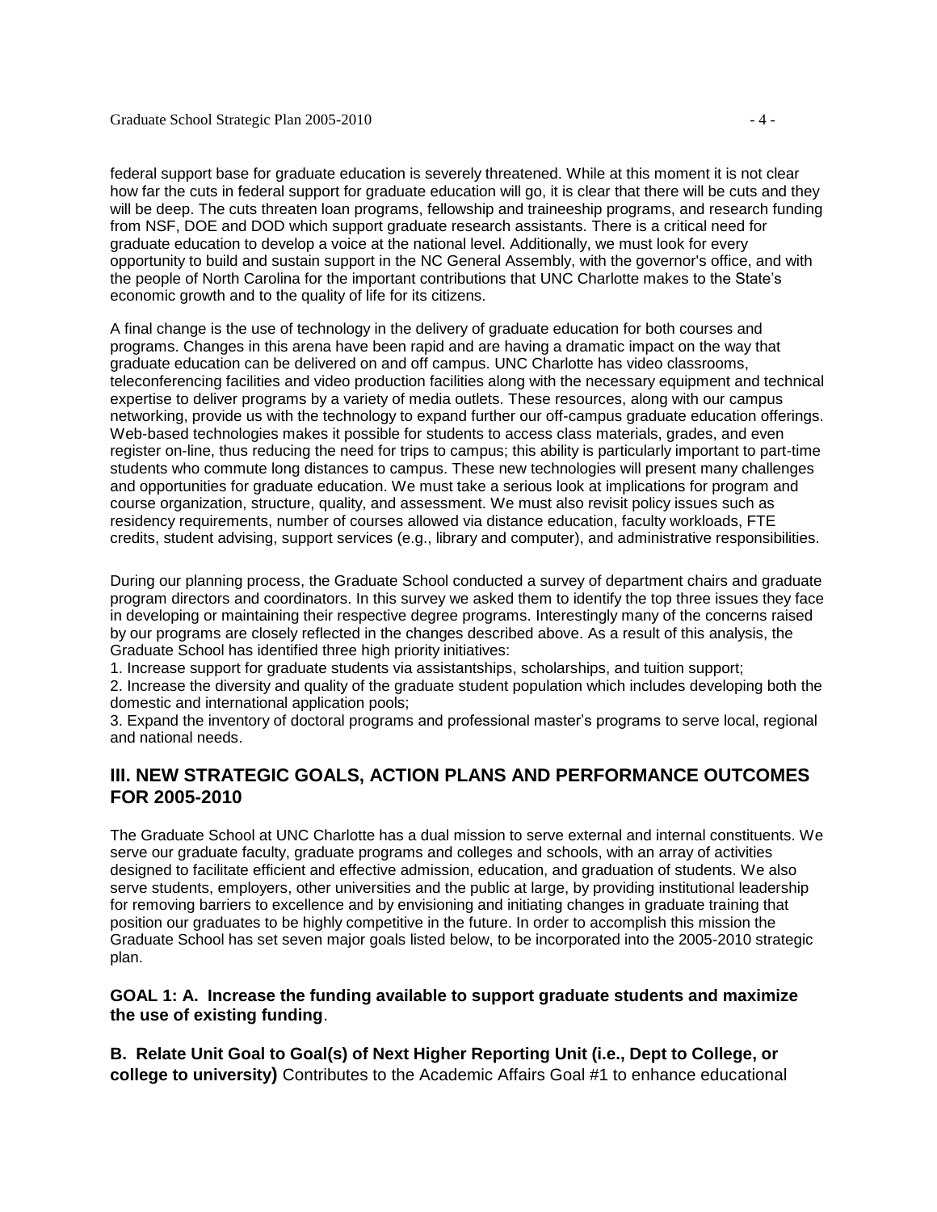federal support base for graduate education is severely threatened. While at this moment it is not clear how far the cuts in federal support for graduate education will go, it is clear that there will be cuts and they will be deep. The cuts threaten loan programs, fellowship and traineeship programs, and research funding from NSF, DOE and DOD which support graduate research assistants. There is a critical need for graduate education to develop a voice at the national level. Additionally, we must look for every opportunity to build and sustain support in the NC General Assembly, with the governor's office, and with the people of North Carolina for the important contributions that UNC Charlotte makes to the State's economic growth and to the quality of life for its citizens.

A final change is the use of technology in the delivery of graduate education for both courses and programs. Changes in this arena have been rapid and are having a dramatic impact on the way that graduate education can be delivered on and off campus. UNC Charlotte has video classrooms, teleconferencing facilities and video production facilities along with the necessary equipment and technical expertise to deliver programs by a variety of media outlets. These resources, along with our campus networking, provide us with the technology to expand further our off-campus graduate education offerings. Web-based technologies makes it possible for students to access class materials, grades, and even register on-line, thus reducing the need for trips to campus; this ability is particularly important to part-time students who commute long distances to campus. These new technologies will present many challenges and opportunities for graduate education. We must take a serious look at implications for program and course organization, structure, quality, and assessment. We must also revisit policy issues such as residency requirements, number of courses allowed via distance education, faculty workloads, FTE credits, student advising, support services (e.g., library and computer), and administrative responsibilities.

During our planning process, the Graduate School conducted a survey of department chairs and graduate program directors and coordinators. In this survey we asked them to identify the top three issues they face in developing or maintaining their respective degree programs. Interestingly many of the concerns raised by our programs are closely reflected in the changes described above. As a result of this analysis, the Graduate School has identified three high priority initiatives:

1. Increase support for graduate students via assistantships, scholarships, and tuition support;
2. Increase the diversity and quality of the graduate student population which includes developing both the domestic and international application pools;
3. Expand the inventory of doctoral programs and professional master's programs to serve local, regional and national needs.

## III. NEW STRATEGIC GOALS, ACTION PLANS AND PERFORMANCE OUTCOMES FOR 2005-2010

The Graduate School at UNC Charlotte has a dual mission to serve external and internal constituents. We serve our graduate faculty, graduate programs and colleges and schools, with an array of activities designed to facilitate efficient and effective admission, education, and graduation of students. We also serve students, employers, other universities and the public at large, by providing institutional leadership for removing barriers to excellence and by envisioning and initiating changes in graduate training that position our graduates to be highly competitive in the future. In order to accomplish this mission the Graduate School has set seven major goals listed below, to be incorporated into the 2005-2010 strategic plan.

**GOAL 1: A. Increase the funding available to support graduate students and maximize the use of existing funding**.

**B. Relate Unit Goal to Goal(s) of Next Higher Reporting Unit (i.e., Dept to College, or college to university)** Contributes to the Academic Affairs Goal #1 to enhance educational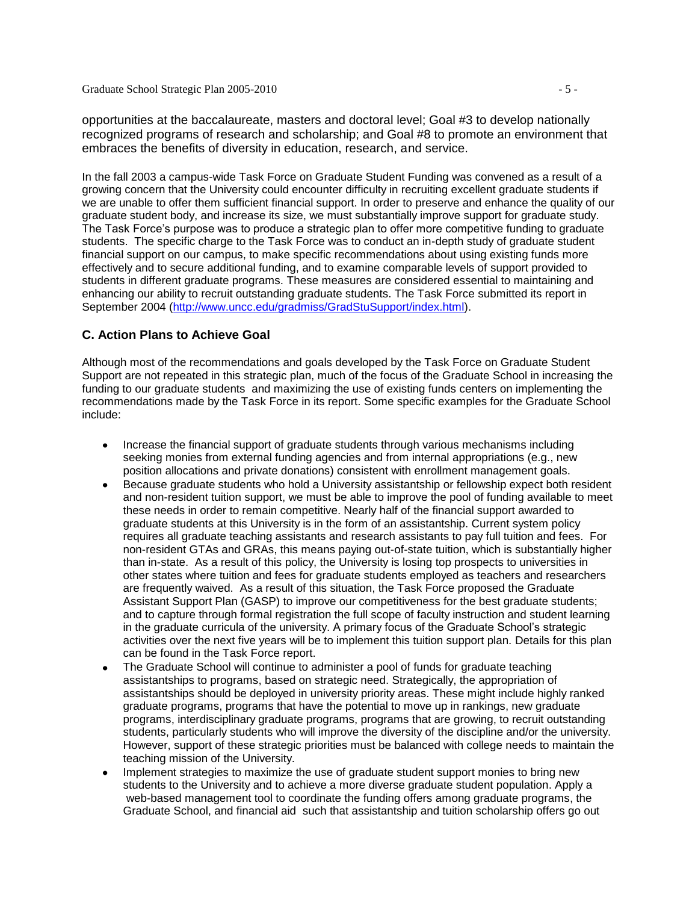opportunities at the baccalaureate, masters and doctoral level; Goal #3 to develop nationally recognized programs of research and scholarship; and Goal #8 to promote an environment that embraces the benefits of diversity in education, research, and service.

In the fall 2003 a campus-wide Task Force on Graduate Student Funding was convened as a result of a growing concern that the University could encounter difficulty in recruiting excellent graduate students if we are unable to offer them sufficient financial support. In order to preserve and enhance the quality of our graduate student body, and increase its size, we must substantially improve support for graduate study. The Task Force's purpose was to produce a strategic plan to offer more competitive funding to graduate students. The specific charge to the Task Force was to conduct an in-depth study of graduate student financial support on our campus, to make specific recommendations about using existing funds more effectively and to secure additional funding, and to examine comparable levels of support provided to students in different graduate programs. These measures are considered essential to maintaining and enhancing our ability to recruit outstanding graduate students. The Task Force submitted its report in September 2004 (http://www.uncc.edu/gradmiss/GradStuSupport/index.html).

### C. Action Plans to Achieve Goal

Although most of the recommendations and goals developed by the Task Force on Graduate Student Support are not repeated in this strategic plan, much of the focus of the Graduate School in increasing the funding to our graduate students and maximizing the use of existing funds centers on implementing the recommendations made by the Task Force in its report. Some specific examples for the Graduate School include:

- Increase the financial support of graduate students through various mechanisms including seeking monies from external funding agencies and from internal appropriations (e.g., new position allocations and private donations) consistent with enrollment management goals.
- Because graduate students who hold a University assistantship or fellowship expect both resident and non-resident tuition support, we must be able to improve the pool of funding available to meet these needs in order to remain competitive. Nearly half of the financial support awarded to graduate students at this University is in the form of an assistantship. Current system policy requires all graduate teaching assistants and research assistants to pay full tuition and fees. For non-resident GTAs and GRAs, this means paying out-of-state tuition, which is substantially higher than in-state. As a result of this policy, the University is losing top prospects to universities in other states where tuition and fees for graduate students employed as teachers and researchers are frequently waived. As a result of this situation, the Task Force proposed the Graduate Assistant Support Plan (GASP) to improve our competitiveness for the best graduate students; and to capture through formal registration the full scope of faculty instruction and student learning in the graduate curricula of the university. A primary focus of the Graduate School's strategic activities over the next five years will be to implement this tuition support plan. Details for this plan can be found in the Task Force report.
- The Graduate School will continue to administer a pool of funds for graduate teaching assistantships to programs, based on strategic need. Strategically, the appropriation of assistantships should be deployed in university priority areas. These might include highly ranked graduate programs, programs that have the potential to move up in rankings, new graduate programs, interdisciplinary graduate programs, programs that are growing, to recruit outstanding students, particularly students who will improve the diversity of the discipline and/or the university. However, support of these strategic priorities must be balanced with college needs to maintain the teaching mission of the University.
- Implement strategies to maximize the use of graduate student support monies to bring new students to the University and to achieve a more diverse graduate student population. Apply a web-based management tool to coordinate the funding offers among graduate programs, the Graduate School, and financial aid such that assistantship and tuition scholarship offers go out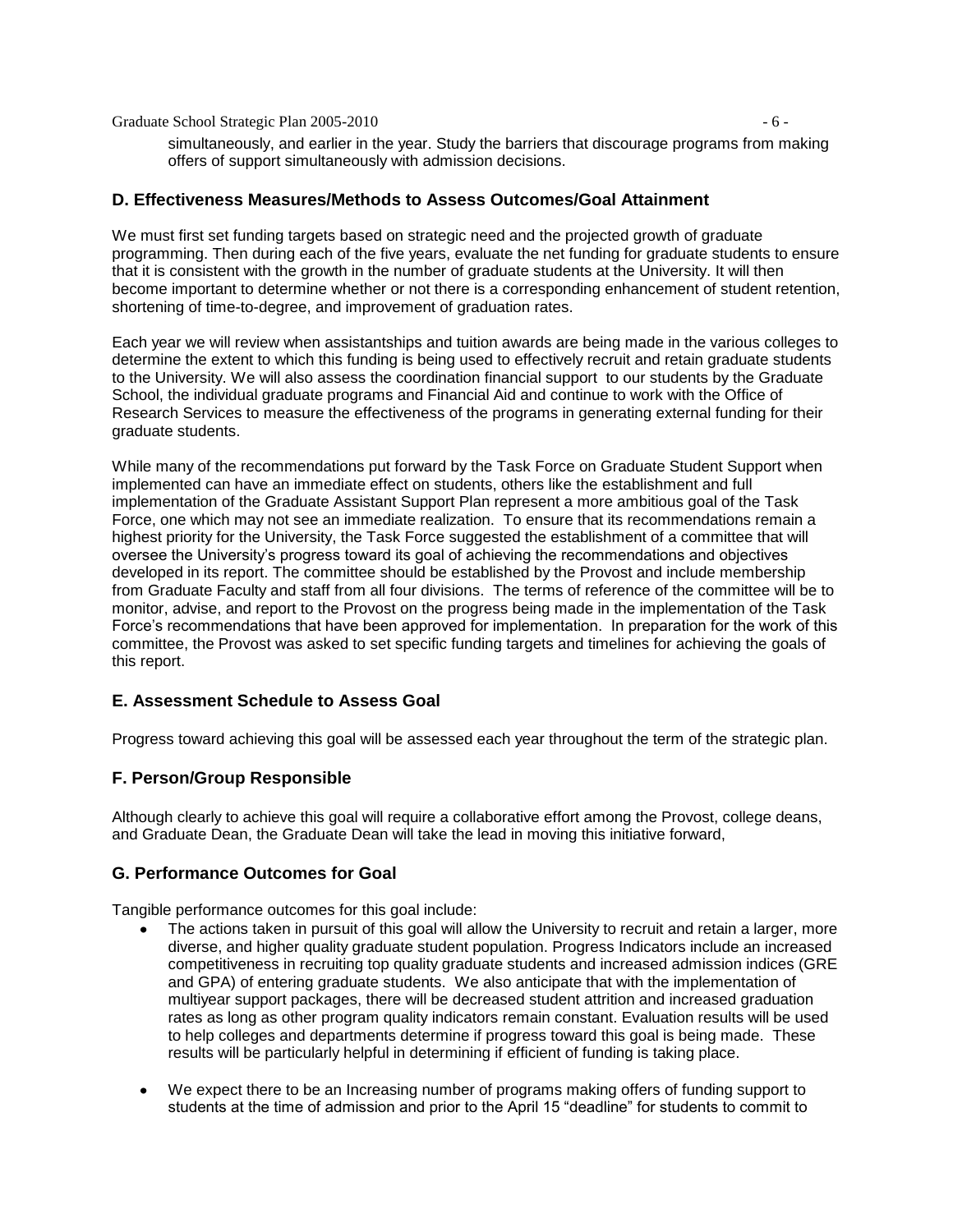simultaneously, and earlier in the year. Study the barriers that discourage programs from making offers of support simultaneously with admission decisions.

## D. Effectiveness Measures/Methods to Assess Outcomes/Goal Attainment

We must first set funding targets based on strategic need and the projected growth of graduate programming. Then during each of the five years, evaluate the net funding for graduate students to ensure that it is consistent with the growth in the number of graduate students at the University. It will then become important to determine whether or not there is a corresponding enhancement of student retention, shortening of time-to-degree, and improvement of graduation rates.

Each year we will review when assistantships and tuition awards are being made in the various colleges to determine the extent to which this funding is being used to effectively recruit and retain graduate students to the University. We will also assess the coordination financial support to our students by the Graduate School, the individual graduate programs and Financial Aid and continue to work with the Office of Research Services to measure the effectiveness of the programs in generating external funding for their graduate students.

While many of the recommendations put forward by the Task Force on Graduate Student Support when implemented can have an immediate effect on students, others like the establishment and full implementation of the Graduate Assistant Support Plan represent a more ambitious goal of the Task Force, one which may not see an immediate realization. To ensure that its recommendations remain a highest priority for the University, the Task Force suggested the establishment of a committee that will oversee the University's progress toward its goal of achieving the recommendations and objectives developed in its report. The committee should be established by the Provost and include membership from Graduate Faculty and staff from all four divisions. The terms of reference of the committee will be to monitor, advise, and report to the Provost on the progress being made in the implementation of the Task Force's recommendations that have been approved for implementation. In preparation for the work of this committee, the Provost was asked to set specific funding targets and timelines for achieving the goals of this report.

## E. Assessment Schedule to Assess Goal

Progress toward achieving this goal will be assessed each year throughout the term of the strategic plan.

## F. Person/Group Responsible

Although clearly to achieve this goal will require a collaborative effort among the Provost, college deans, and Graduate Dean, the Graduate Dean will take the lead in moving this initiative forward,

## G. Performance Outcomes for Goal

Tangible performance outcomes for this goal include:

- The actions taken in pursuit of this goal will allow the University to recruit and retain a larger, more diverse, and higher quality graduate student population. Progress Indicators include an increased competitiveness in recruiting top quality graduate students and increased admission indices (GRE and GPA) of entering graduate students. We also anticipate that with the implementation of multiyear support packages, there will be decreased student attrition and increased graduation rates as long as other program quality indicators remain constant. Evaluation results will be used to help colleges and departments determine if progress toward this goal is being made. These results will be particularly helpful in determining if efficient of funding is taking place.

- We expect there to be an Increasing number of programs making offers of funding support to students at the time of admission and prior to the April 15 "deadline" for students to commit to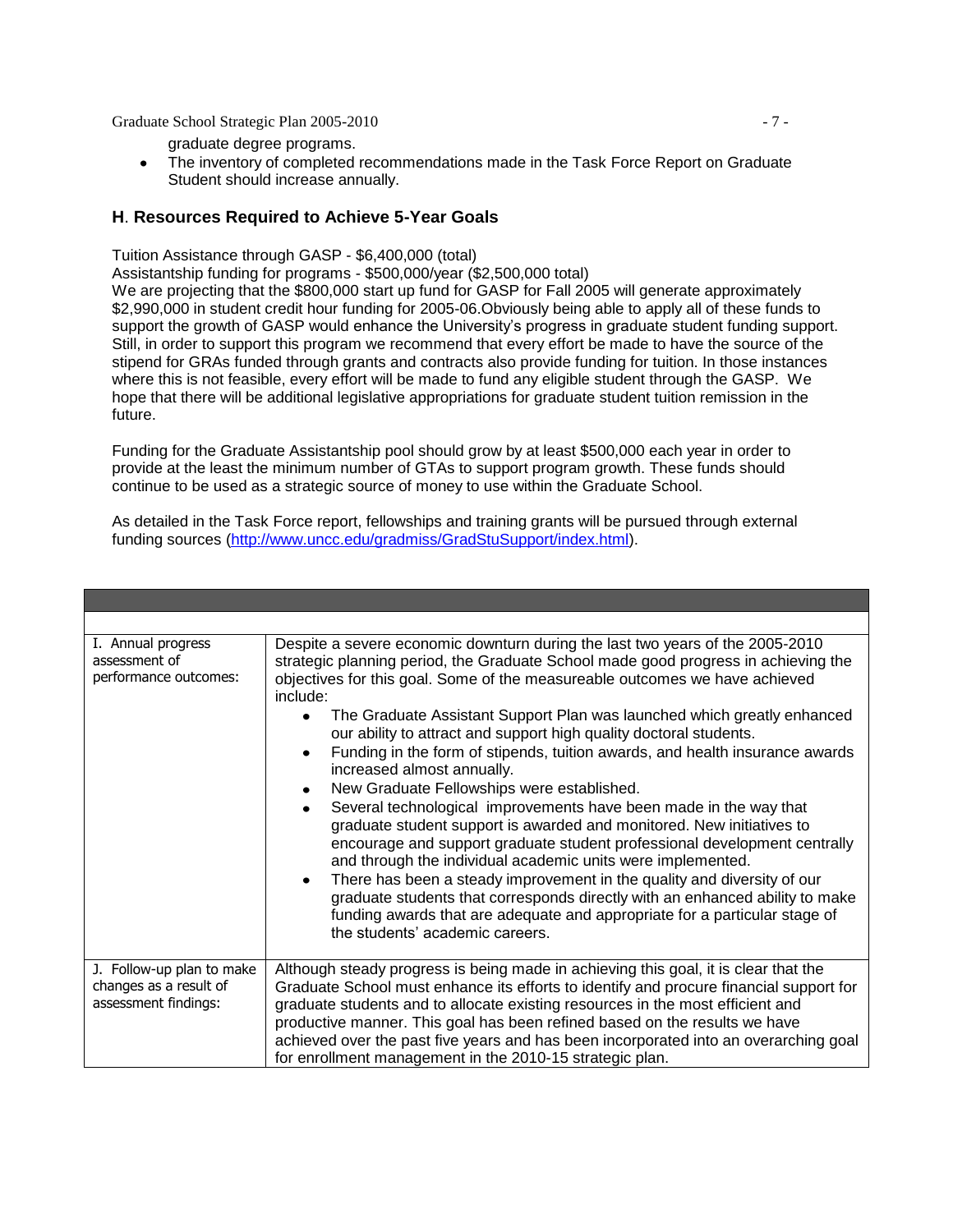graduate degree programs.

- The inventory of completed recommendations made in the Task Force Report on Graduate Student should increase annually.

## H. Resources Required to Achieve 5-Year Goals

Tuition Assistance through GASP - $6,400,000 (total)
Assistantship funding for programs - $500,000/year ($2,500,000 total)
We are projecting that the $800,000 start up fund for GASP for Fall 2005 will generate approximately $2,990,000 in student credit hour funding for 2005-06.Obviously being able to apply all of these funds to support the growth of GASP would enhance the University's progress in graduate student funding support. Still, in order to support this program we recommend that every effort be made to have the source of the stipend for GRAs funded through grants and contracts also provide funding for tuition. In those instances where this is not feasible, every effort will be made to fund any eligible student through the GASP. We hope that there will be additional legislative appropriations for graduate student tuition remission in the future.

Funding for the Graduate Assistantship pool should grow by at least $500,000 each year in order to provide at the least the minimum number of GTAs to support program growth. These funds should continue to be used as a strategic source of money to use within the Graduate School.

As detailed in the Task Force report, fellowships and training grants will be pursued through external funding sources (http://www.uncc.edu/gradmiss/GradStuSupport/index.html).

| | |
|---|---|
| I. Annual progress assessment of performance outcomes: | Despite a severe economic downturn during the last two years of the 2005-2010 strategic planning period, the Graduate School made good progress in achieving the objectives for this goal. Some of the measureable outcomes we have achieved include:<br>• The Graduate Assistant Support Plan was launched which greatly enhanced our ability to attract and support high quality doctoral students.<br>• Funding in the form of stipends, tuition awards, and health insurance awards increased almost annually.<br>• New Graduate Fellowships were established.<br>• Several technological improvements have been made in the way that graduate student support is awarded and monitored. New initiatives to encourage and support graduate student professional development centrally and through the individual academic units were implemented.<br>• There has been a steady improvement in the quality and diversity of our graduate students that corresponds directly with an enhanced ability to make funding awards that are adequate and appropriate for a particular stage of the students' academic careers. |
| J. Follow-up plan to make changes as a result of assessment findings: | Although steady progress is being made in achieving this goal, it is clear that the Graduate School must enhance its efforts to identify and procure financial support for graduate students and to allocate existing resources in the most efficient and productive manner. This goal has been refined based on the results we have achieved over the past five years and has been incorporated into an overarching goal for enrollment management in the 2010-15 strategic plan. |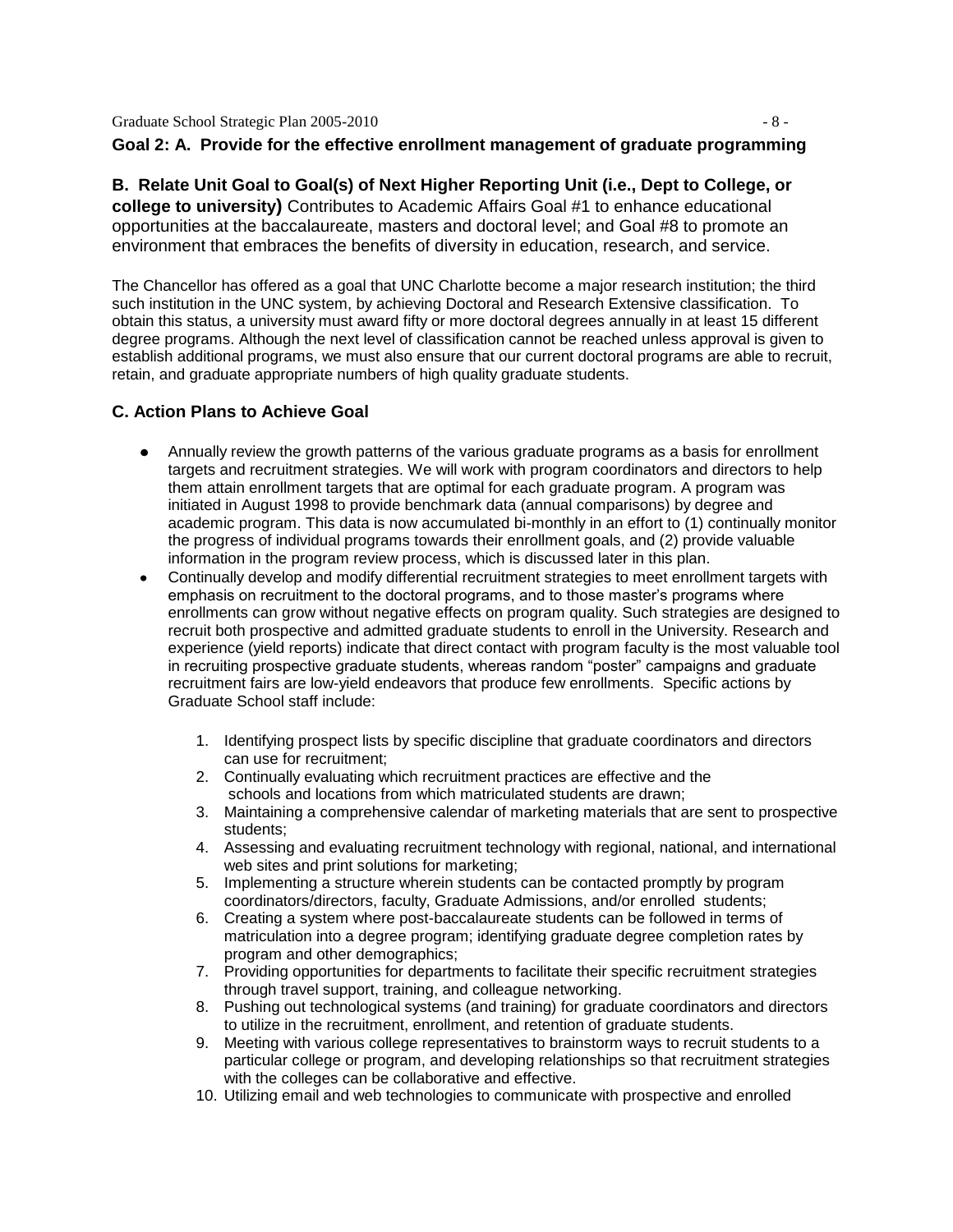**Goal 2: A. Provide for the effective enrollment management of graduate programming**

**B. Relate Unit Goal to Goal(s) of Next Higher Reporting Unit (i.e., Dept to College, or college to university)** Contributes to Academic Affairs Goal #1 to enhance educational opportunities at the baccalaureate, masters and doctoral level; and Goal #8 to promote an environment that embraces the benefits of diversity in education, research, and service.

The Chancellor has offered as a goal that UNC Charlotte become a major research institution; the third such institution in the UNC system, by achieving Doctoral and Research Extensive classification. To obtain this status, a university must award fifty or more doctoral degrees annually in at least 15 different degree programs. Although the next level of classification cannot be reached unless approval is given to establish additional programs, we must also ensure that our current doctoral programs are able to recruit, retain, and graduate appropriate numbers of high quality graduate students.

**C. Action Plans to Achieve Goal**

- Annually review the growth patterns of the various graduate programs as a basis for enrollment targets and recruitment strategies. We will work with program coordinators and directors to help them attain enrollment targets that are optimal for each graduate program. A program was initiated in August 1998 to provide benchmark data (annual comparisons) by degree and academic program. This data is now accumulated bi-monthly in an effort to (1) continually monitor the progress of individual programs towards their enrollment goals, and (2) provide valuable information in the program review process, which is discussed later in this plan.
- Continually develop and modify differential recruitment strategies to meet enrollment targets with emphasis on recruitment to the doctoral programs, and to those master's programs where enrollments can grow without negative effects on program quality. Such strategies are designed to recruit both prospective and admitted graduate students to enroll in the University. Research and experience (yield reports) indicate that direct contact with program faculty is the most valuable tool in recruiting prospective graduate students, whereas random "poster" campaigns and graduate recruitment fairs are low-yield endeavors that produce few enrollments. Specific actions by Graduate School staff include:

    1. Identifying prospect lists by specific discipline that graduate coordinators and directors can use for recruitment;
    2. Continually evaluating which recruitment practices are effective and the schools and locations from which matriculated students are drawn;
    3. Maintaining a comprehensive calendar of marketing materials that are sent to prospective students;
    4. Assessing and evaluating recruitment technology with regional, national, and international web sites and print solutions for marketing;
    5. Implementing a structure wherein students can be contacted promptly by program coordinators/directors, faculty, Graduate Admissions, and/or enrolled students;
    6. Creating a system where post-baccalaureate students can be followed in terms of matriculation into a degree program; identifying graduate degree completion rates by program and other demographics;
    7. Providing opportunities for departments to facilitate their specific recruitment strategies through travel support, training, and colleague networking.
    8. Pushing out technological systems (and training) for graduate coordinators and directors to utilize in the recruitment, enrollment, and retention of graduate students.
    9. Meeting with various college representatives to brainstorm ways to recruit students to a particular college or program, and developing relationships so that recruitment strategies with the colleges can be collaborative and effective.
    10. Utilizing email and web technologies to communicate with prospective and enrolled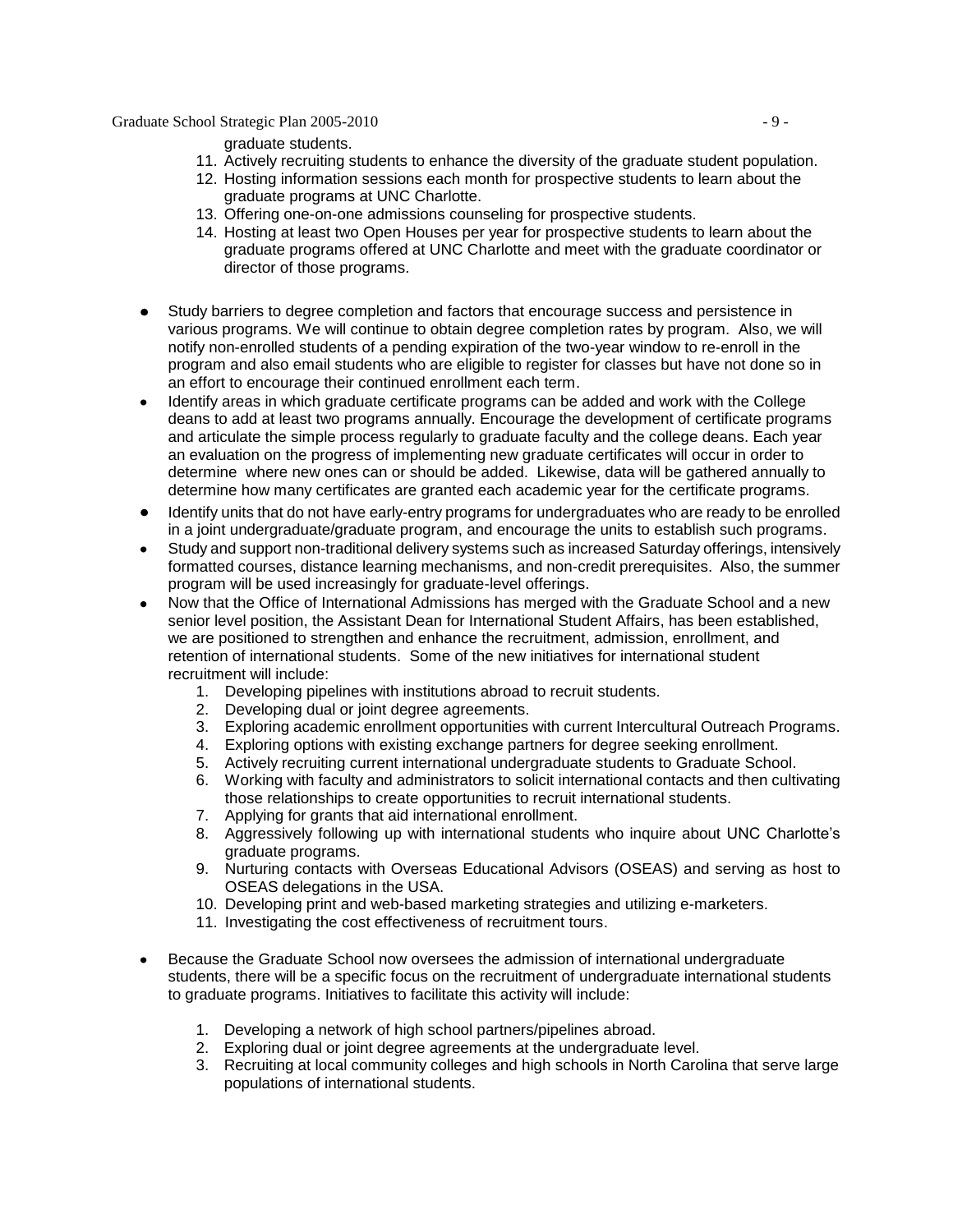graduate students.

11. Actively recruiting students to enhance the diversity of the graduate student population.
12. Hosting information sessions each month for prospective students to learn about the graduate programs at UNC Charlotte.
13. Offering one-on-one admissions counseling for prospective students.
14. Hosting at least two Open Houses per year for prospective students to learn about the graduate programs offered at UNC Charlotte and meet with the graduate coordinator or director of those programs.

- Study barriers to degree completion and factors that encourage success and persistence in various programs. We will continue to obtain degree completion rates by program. Also, we will notify non-enrolled students of a pending expiration of the two-year window to re-enroll in the program and also email students who are eligible to register for classes but have not done so in an effort to encourage their continued enrollment each term.
- Identify areas in which graduate certificate programs can be added and work with the College deans to add at least two programs annually. Encourage the development of certificate programs and articulate the simple process regularly to graduate faculty and the college deans. Each year an evaluation on the progress of implementing new graduate certificates will occur in order to determine where new ones can or should be added. Likewise, data will be gathered annually to determine how many certificates are granted each academic year for the certificate programs.
- Identify units that do not have early-entry programs for undergraduates who are ready to be enrolled in a joint undergraduate/graduate program, and encourage the units to establish such programs.
- Study and support non-traditional delivery systems such as increased Saturday offerings, intensively formatted courses, distance learning mechanisms, and non-credit prerequisites. Also, the summer program will be used increasingly for graduate-level offerings.
- Now that the Office of International Admissions has merged with the Graduate School and a new senior level position, the Assistant Dean for International Student Affairs, has been established, we are positioned to strengthen and enhance the recruitment, admission, enrollment, and retention of international students. Some of the new initiatives for international student recruitment will include:
  1. Developing pipelines with institutions abroad to recruit students.
  2. Developing dual or joint degree agreements.
  3. Exploring academic enrollment opportunities with current Intercultural Outreach Programs.
  4. Exploring options with existing exchange partners for degree seeking enrollment.
  5. Actively recruiting current international undergraduate students to Graduate School.
  6. Working with faculty and administrators to solicit international contacts and then cultivating those relationships to create opportunities to recruit international students.
  7. Applying for grants that aid international enrollment.
  8. Aggressively following up with international students who inquire about UNC Charlotte's graduate programs.
  9. Nurturing contacts with Overseas Educational Advisors (OSEAS) and serving as host to OSEAS delegations in the USA.
  10. Developing print and web-based marketing strategies and utilizing e-marketers.
  11. Investigating the cost effectiveness of recruitment tours.

- Because the Graduate School now oversees the admission of international undergraduate students, there will be a specific focus on the recruitment of undergraduate international students to graduate programs. Initiatives to facilitate this activity will include:

  1. Developing a network of high school partners/pipelines abroad.
  2. Exploring dual or joint degree agreements at the undergraduate level.
  3. Recruiting at local community colleges and high schools in North Carolina that serve large populations of international students.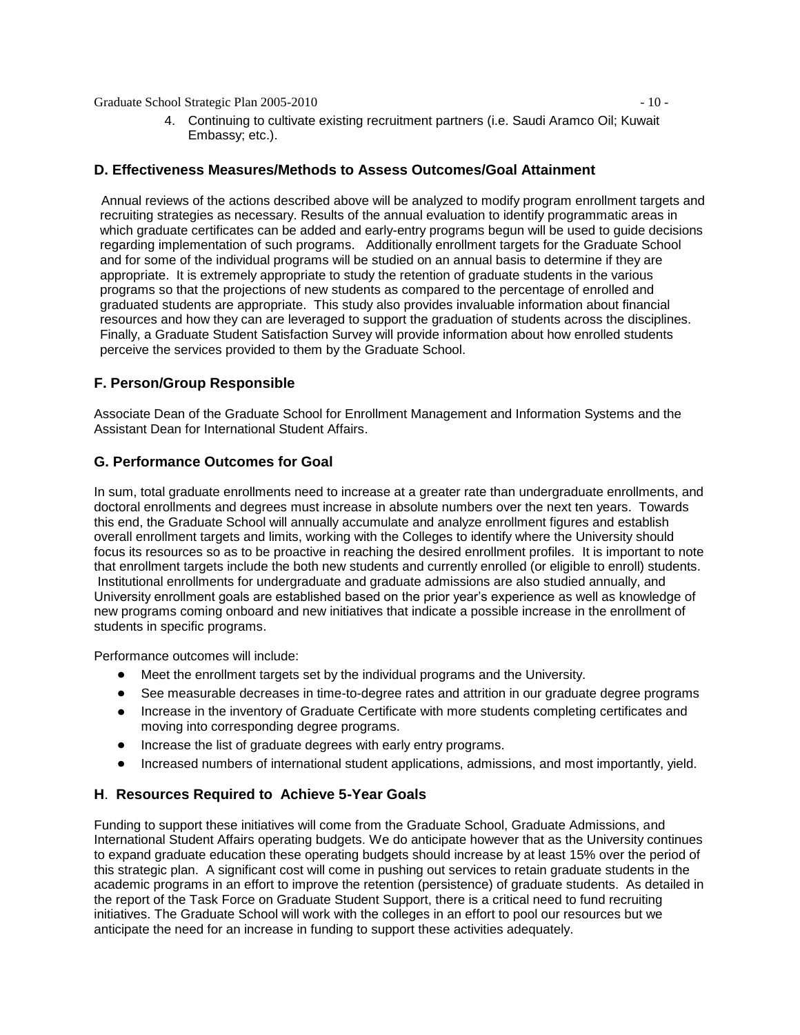4. Continuing to cultivate existing recruitment partners (i.e. Saudi Aramco Oil; Kuwait Embassy; etc.).

### D. Effectiveness Measures/Methods to Assess Outcomes/Goal Attainment

Annual reviews of the actions described above will be analyzed to modify program enrollment targets and recruiting strategies as necessary. Results of the annual evaluation to identify programmatic areas in which graduate certificates can be added and early-entry programs begun will be used to guide decisions regarding implementation of such programs. Additionally enrollment targets for the Graduate School and for some of the individual programs will be studied on an annual basis to determine if they are appropriate. It is extremely appropriate to study the retention of graduate students in the various programs so that the projections of new students as compared to the percentage of enrolled and graduated students are appropriate. This study also provides invaluable information about financial resources and how they can are leveraged to support the graduation of students across the disciplines. Finally, a Graduate Student Satisfaction Survey will provide information about how enrolled students perceive the services provided to them by the Graduate School.

### F. Person/Group Responsible

Associate Dean of the Graduate School for Enrollment Management and Information Systems and the Assistant Dean for International Student Affairs.

### G. Performance Outcomes for Goal

In sum, total graduate enrollments need to increase at a greater rate than undergraduate enrollments, and doctoral enrollments and degrees must increase in absolute numbers over the next ten years. Towards this end, the Graduate School will annually accumulate and analyze enrollment figures and establish overall enrollment targets and limits, working with the Colleges to identify where the University should focus its resources so as to be proactive in reaching the desired enrollment profiles. It is important to note that enrollment targets include the both new students and currently enrolled (or eligible to enroll) students. Institutional enrollments for undergraduate and graduate admissions are also studied annually, and University enrollment goals are established based on the prior year's experience as well as knowledge of new programs coming onboard and new initiatives that indicate a possible increase in the enrollment of students in specific programs.

Performance outcomes will include:

- Meet the enrollment targets set by the individual programs and the University.
- See measurable decreases in time-to-degree rates and attrition in our graduate degree programs
- Increase in the inventory of Graduate Certificate with more students completing certificates and moving into corresponding degree programs.
- Increase the list of graduate degrees with early entry programs.
- Increased numbers of international student applications, admissions, and most importantly, yield.

### H. Resources Required to Achieve 5-Year Goals

Funding to support these initiatives will come from the Graduate School, Graduate Admissions, and International Student Affairs operating budgets. We do anticipate however that as the University continues to expand graduate education these operating budgets should increase by at least 15% over the period of this strategic plan. A significant cost will come in pushing out services to retain graduate students in the academic programs in an effort to improve the retention (persistence) of graduate students. As detailed in the report of the Task Force on Graduate Student Support, there is a critical need to fund recruiting initiatives. The Graduate School will work with the colleges in an effort to pool our resources but we anticipate the need for an increase in funding to support these activities adequately.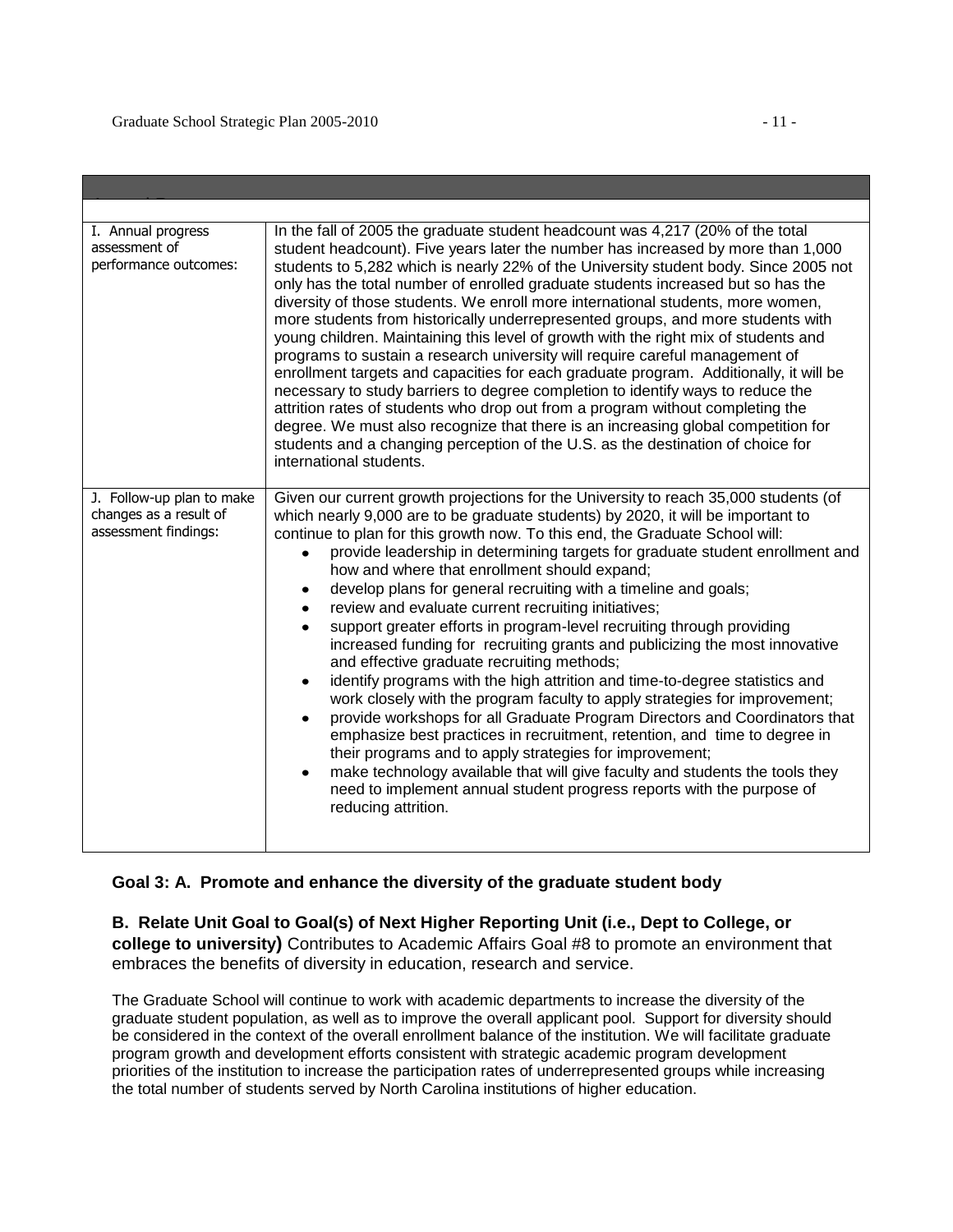| | |
|---|---|
| I. Annual progress assessment of performance outcomes: | In the fall of 2005 the graduate student headcount was 4,217 (20% of the total student headcount). Five years later the number has increased by more than 1,000 students to 5,282 which is nearly 22% of the University student body. Since 2005 not only has the total number of enrolled graduate students increased but so has the diversity of those students. We enroll more international students, more women, more students from historically underrepresented groups, and more students with young children. Maintaining this level of growth with the right mix of students and programs to sustain a research university will require careful management of enrollment targets and capacities for each graduate program. Additionally, it will be necessary to study barriers to degree completion to identify ways to reduce the attrition rates of students who drop out from a program without completing the degree. We must also recognize that there is an increasing global competition for students and a changing perception of the U.S. as the destination of choice for international students. |
| J. Follow-up plan to make changes as a result of assessment findings: | Given our current growth projections for the University to reach 35,000 students (of which nearly 9,000 are to be graduate students) by 2020, it will be important to continue to plan for this growth now. To this end, the Graduate School will: <br>• provide leadership in determining targets for graduate student enrollment and how and where that enrollment should expand; <br>• develop plans for general recruiting with a timeline and goals; <br>• review and evaluate current recruiting initiatives; <br>• support greater efforts in program-level recruiting through providing increased funding for recruiting grants and publicizing the most innovative and effective graduate recruiting methods; <br>• identify programs with the high attrition and time-to-degree statistics and work closely with the program faculty to apply strategies for improvement; <br>• provide workshops for all Graduate Program Directors and Coordinators that emphasize best practices in recruitment, retention, and time to degree in their programs and to apply strategies for improvement; <br>• make technology available that will give faculty and students the tools they need to implement annual student progress reports with the purpose of reducing attrition. |

**Goal 3: A. Promote and enhance the diversity of the graduate student body**

**B. Relate Unit Goal to Goal(s) of Next Higher Reporting Unit (i.e., Dept to College, or college to university)** Contributes to Academic Affairs Goal #8 to promote an environment that embraces the benefits of diversity in education, research and service.

The Graduate School will continue to work with academic departments to increase the diversity of the graduate student population, as well as to improve the overall applicant pool. Support for diversity should be considered in the context of the overall enrollment balance of the institution. We will facilitate graduate program growth and development efforts consistent with strategic academic program development priorities of the institution to increase the participation rates of underrepresented groups while increasing the total number of students served by North Carolina institutions of higher education.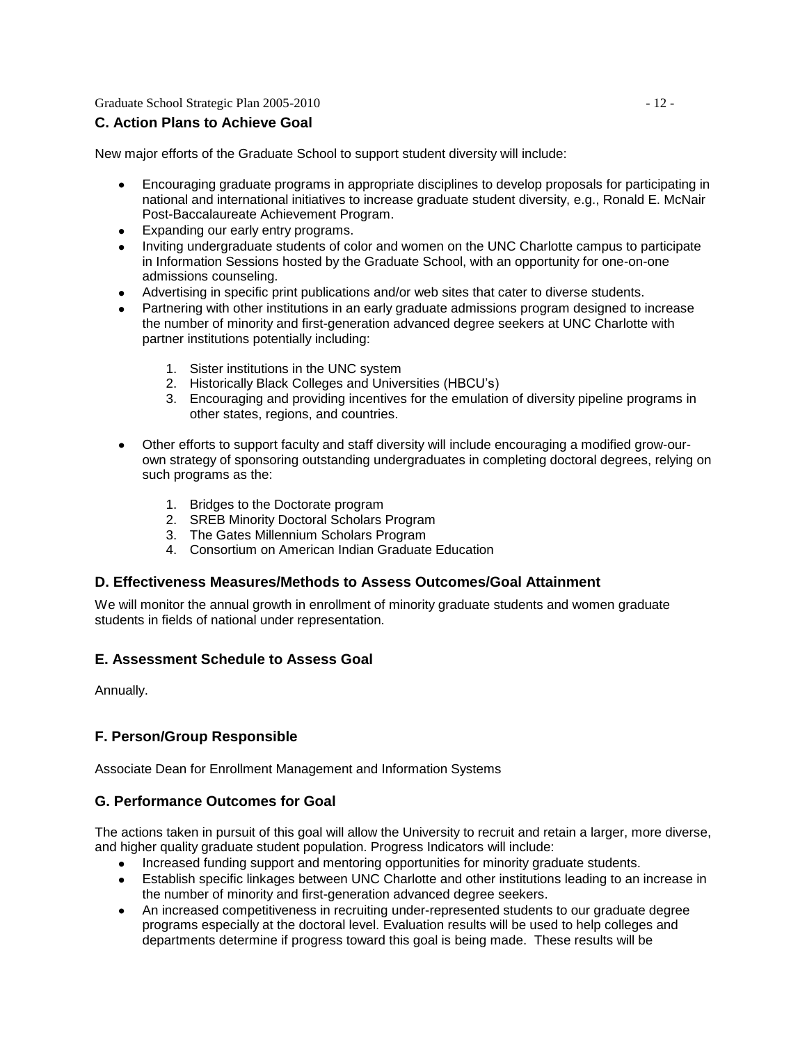## C. Action Plans to Achieve Goal

New major efforts of the Graduate School to support student diversity will include:

- Encouraging graduate programs in appropriate disciplines to develop proposals for participating in national and international initiatives to increase graduate student diversity, e.g., Ronald E. McNair Post-Baccalaureate Achievement Program.
- Expanding our early entry programs.
- Inviting undergraduate students of color and women on the UNC Charlotte campus to participate in Information Sessions hosted by the Graduate School, with an opportunity for one-on-one admissions counseling.
- Advertising in specific print publications and/or web sites that cater to diverse students.
- Partnering with other institutions in an early graduate admissions program designed to increase the number of minority and first-generation advanced degree seekers at UNC Charlotte with partner institutions potentially including:

    1. Sister institutions in the UNC system
    2. Historically Black Colleges and Universities (HBCU's)
    3. Encouraging and providing incentives for the emulation of diversity pipeline programs in other states, regions, and countries.

- Other efforts to support faculty and staff diversity will include encouraging a modified grow-our-own strategy of sponsoring outstanding undergraduates in completing doctoral degrees, relying on such programs as the:

    1. Bridges to the Doctorate program
    2. SREB Minority Doctoral Scholars Program
    3. The Gates Millennium Scholars Program
    4. Consortium on American Indian Graduate Education

## D. Effectiveness Measures/Methods to Assess Outcomes/Goal Attainment

We will monitor the annual growth in enrollment of minority graduate students and women graduate students in fields of national under representation.

## E. Assessment Schedule to Assess Goal

Annually.

## F. Person/Group Responsible

Associate Dean for Enrollment Management and Information Systems

## G. Performance Outcomes for Goal

The actions taken in pursuit of this goal will allow the University to recruit and retain a larger, more diverse, and higher quality graduate student population. Progress Indicators will include:

- Increased funding support and mentoring opportunities for minority graduate students.
- Establish specific linkages between UNC Charlotte and other institutions leading to an increase in the number of minority and first-generation advanced degree seekers.
- An increased competitiveness in recruiting under-represented students to our graduate degree programs especially at the doctoral level. Evaluation results will be used to help colleges and departments determine if progress toward this goal is being made. These results will be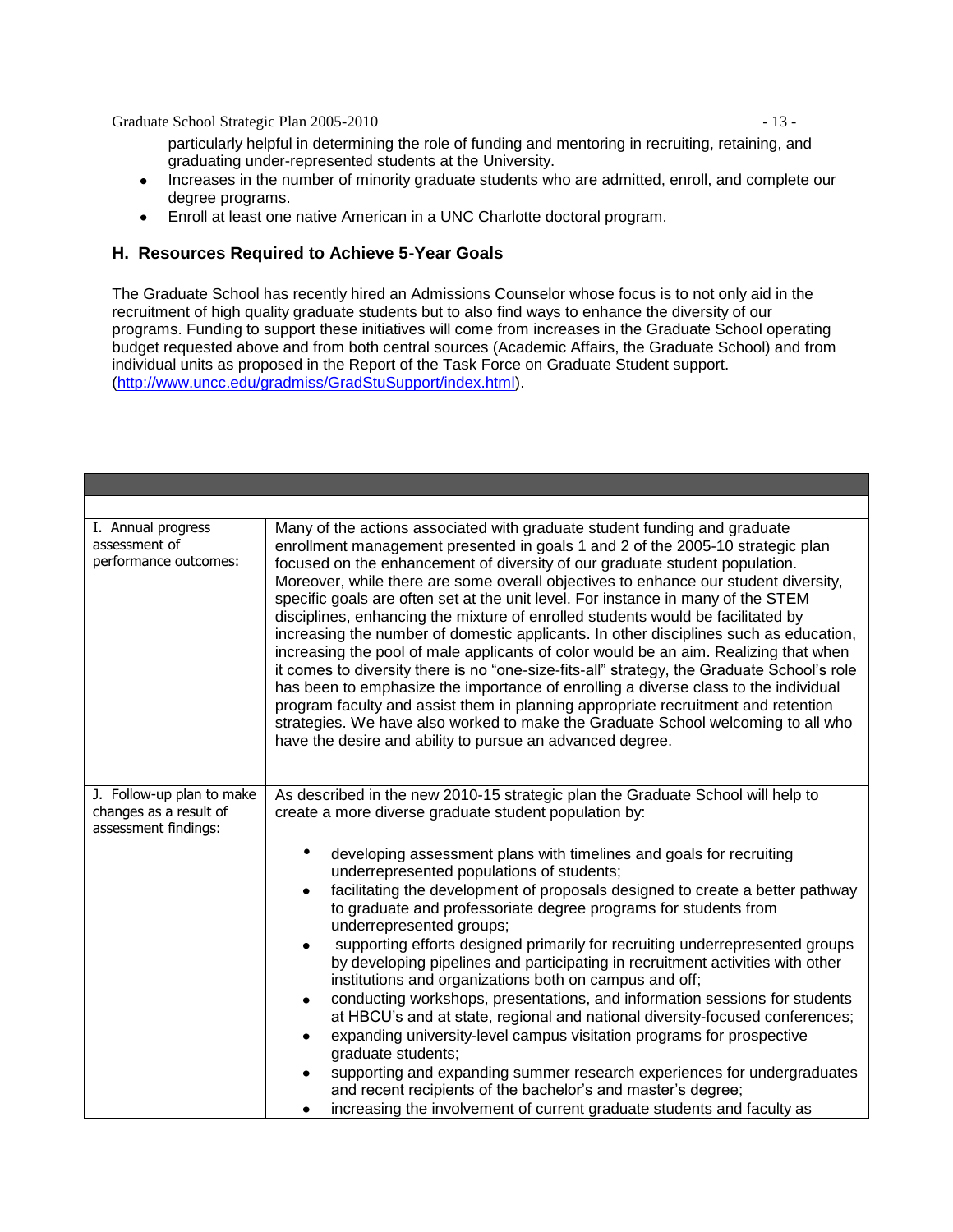particularly helpful in determining the role of funding and mentoring in recruiting, retaining, and graduating under-represented students at the University.

- Increases in the number of minority graduate students who are admitted, enroll, and complete our degree programs.
- Enroll at least one native American in a UNC Charlotte doctoral program.

## H. Resources Required to Achieve 5-Year Goals

The Graduate School has recently hired an Admissions Counselor whose focus is to not only aid in the recruitment of high quality graduate students but to also find ways to enhance the diversity of our programs. Funding to support these initiatives will come from increases in the Graduate School operating budget requested above and from both central sources (Academic Affairs, the Graduate School) and from individual units as proposed in the Report of the Task Force on Graduate Student support. (http://www.uncc.edu/gradmiss/GradStuSupport/index.html).

| | |
|---|---|
| | |
| I. Annual progress assessment of performance outcomes: | Many of the actions associated with graduate student funding and graduate enrollment management presented in goals 1 and 2 of the 2005-10 strategic plan focused on the enhancement of diversity of our graduate student population. Moreover, while there are some overall objectives to enhance our student diversity, specific goals are often set at the unit level. For instance in many of the STEM disciplines, enhancing the mixture of enrolled students would be facilitated by increasing the number of domestic applicants. In other disciplines such as education, increasing the pool of male applicants of color would be an aim. Realizing that when it comes to diversity there is no "one-size-fits-all" strategy, the Graduate School's role has been to emphasize the importance of enrolling a diverse class to the individual program faculty and assist them in planning appropriate recruitment and retention strategies. We have also worked to make the Graduate School welcoming to all who have the desire and ability to pursue an advanced degree. |
| J. Follow-up plan to make changes as a result of assessment findings: | As described in the new 2010-15 strategic plan the Graduate School will help to create a more diverse graduate student population by:<br><br>• developing assessment plans with timelines and goals for recruiting underrepresented populations of students;<br>• facilitating the development of proposals designed to create a better pathway to graduate and professoriate degree programs for students from underrepresented groups;<br>• supporting efforts designed primarily for recruiting underrepresented groups by developing pipelines and participating in recruitment activities with other institutions and organizations both on campus and off;<br>• conducting workshops, presentations, and information sessions for students at HBCU's and at state, regional and national diversity-focused conferences;<br>• expanding university-level campus visitation programs for prospective graduate students;<br>• supporting and expanding summer research experiences for undergraduates and recent recipients of the bachelor's and master's degree;<br>• increasing the involvement of current graduate students and faculty as |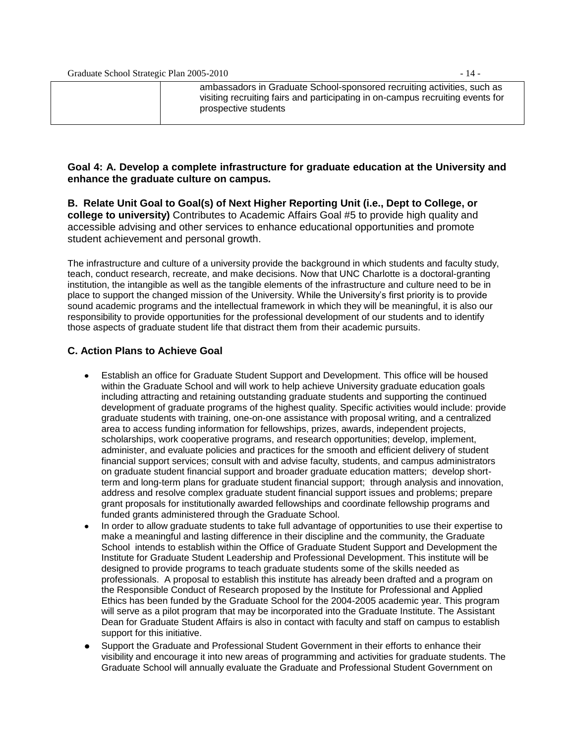| | ambassadors in Graduate School-sponsored recruiting activities, such as visiting recruiting fairs and participating in on-campus recruiting events for prospective students |
|---|---|

**Goal 4: A. Develop a complete infrastructure for graduate education at the University and enhance the graduate culture on campus.**

**B. Relate Unit Goal to Goal(s) of Next Higher Reporting Unit (i.e., Dept to College, or college to university)** Contributes to Academic Affairs Goal #5 to provide high quality and accessible advising and other services to enhance educational opportunities and promote student achievement and personal growth.

The infrastructure and culture of a university provide the background in which students and faculty study, teach, conduct research, recreate, and make decisions. Now that UNC Charlotte is a doctoral-granting institution, the intangible as well as the tangible elements of the infrastructure and culture need to be in place to support the changed mission of the University. While the University's first priority is to provide sound academic programs and the intellectual framework in which they will be meaningful, it is also our responsibility to provide opportunities for the professional development of our students and to identify those aspects of graduate student life that distract them from their academic pursuits.

### C. Action Plans to Achieve Goal

- Establish an office for Graduate Student Support and Development. This office will be housed within the Graduate School and will work to help achieve University graduate education goals including attracting and retaining outstanding graduate students and supporting the continued development of graduate programs of the highest quality. Specific activities would include: provide graduate students with training, one-on-one assistance with proposal writing, and a centralized area to access funding information for fellowships, prizes, awards, independent projects, scholarships, work cooperative programs, and research opportunities; develop, implement, administer, and evaluate policies and practices for the smooth and efficient delivery of student financial support services; consult with and advise faculty, students, and campus administrators on graduate student financial support and broader graduate education matters; develop short-term and long-term plans for graduate student financial support; through analysis and innovation, address and resolve complex graduate student financial support issues and problems; prepare grant proposals for institutionally awarded fellowships and coordinate fellowship programs and funded grants administered through the Graduate School.
- In order to allow graduate students to take full advantage of opportunities to use their expertise to make a meaningful and lasting difference in their discipline and the community, the Graduate School intends to establish within the Office of Graduate Student Support and Development the Institute for Graduate Student Leadership and Professional Development. This institute will be designed to provide programs to teach graduate students some of the skills needed as professionals. A proposal to establish this institute has already been drafted and a program on the Responsible Conduct of Research proposed by the Institute for Professional and Applied Ethics has been funded by the Graduate School for the 2004-2005 academic year. This program will serve as a pilot program that may be incorporated into the Graduate Institute. The Assistant Dean for Graduate Student Affairs is also in contact with faculty and staff on campus to establish support for this initiative.
- Support the Graduate and Professional Student Government in their efforts to enhance their visibility and encourage it into new areas of programming and activities for graduate students. The Graduate School will annually evaluate the Graduate and Professional Student Government on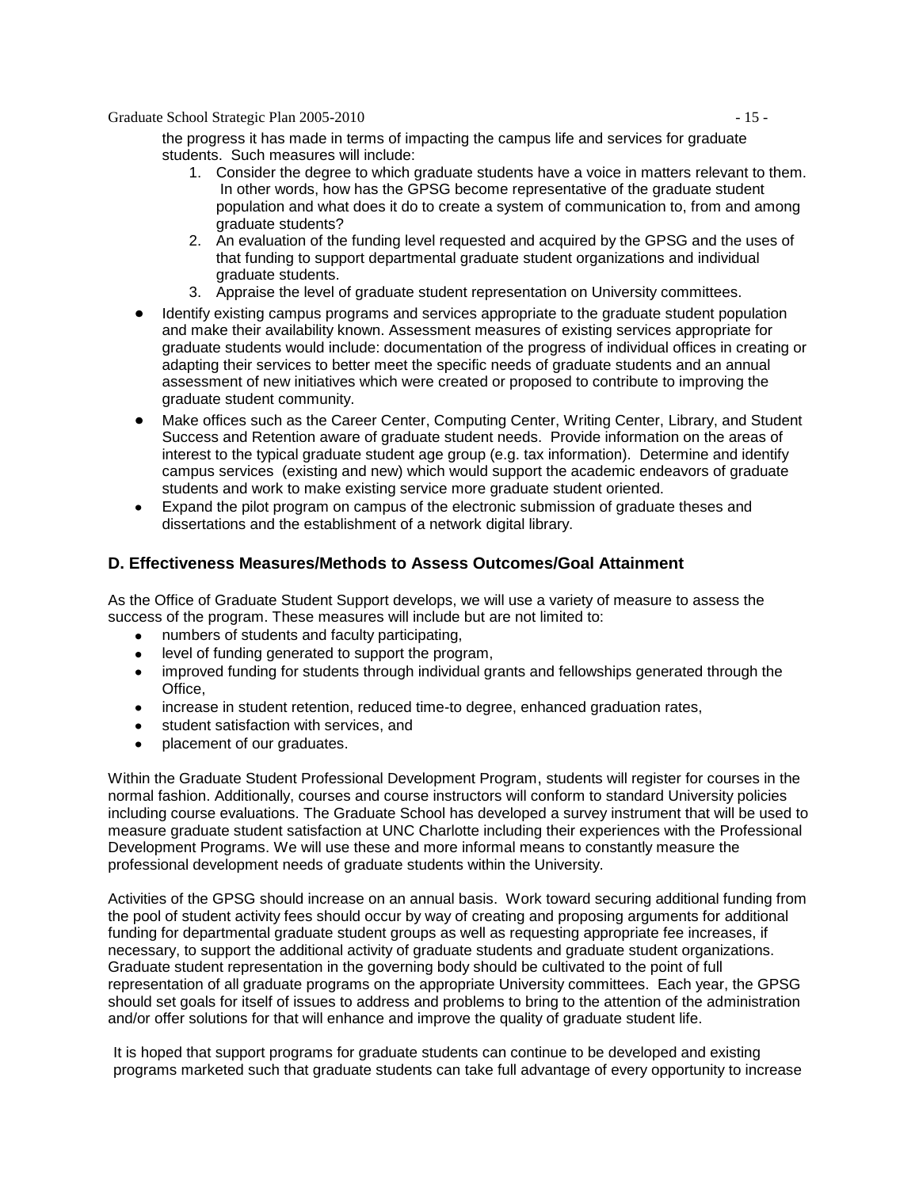the progress it has made in terms of impacting the campus life and services for graduate students. Such measures will include:

1. Consider the degree to which graduate students have a voice in matters relevant to them. In other words, how has the GPSG become representative of the graduate student population and what does it do to create a system of communication to, from and among graduate students?
2. An evaluation of the funding level requested and acquired by the GPSG and the uses of that funding to support departmental graduate student organizations and individual graduate students.
3. Appraise the level of graduate student representation on University committees.

- Identify existing campus programs and services appropriate to the graduate student population and make their availability known. Assessment measures of existing services appropriate for graduate students would include: documentation of the progress of individual offices in creating or adapting their services to better meet the specific needs of graduate students and an annual assessment of new initiatives which were created or proposed to contribute to improving the graduate student community.
- Make offices such as the Career Center, Computing Center, Writing Center, Library, and Student Success and Retention aware of graduate student needs. Provide information on the areas of interest to the typical graduate student age group (e.g. tax information). Determine and identify campus services (existing and new) which would support the academic endeavors of graduate students and work to make existing service more graduate student oriented.
- Expand the pilot program on campus of the electronic submission of graduate theses and dissertations and the establishment of a network digital library.

## D. Effectiveness Measures/Methods to Assess Outcomes/Goal Attainment

As the Office of Graduate Student Support develops, we will use a variety of measure to assess the success of the program. These measures will include but are not limited to:

- numbers of students and faculty participating,
- level of funding generated to support the program,
- improved funding for students through individual grants and fellowships generated through the Office,
- increase in student retention, reduced time-to degree, enhanced graduation rates,
- student satisfaction with services, and
- placement of our graduates.

Within the Graduate Student Professional Development Program, students will register for courses in the normal fashion. Additionally, courses and course instructors will conform to standard University policies including course evaluations. The Graduate School has developed a survey instrument that will be used to measure graduate student satisfaction at UNC Charlotte including their experiences with the Professional Development Programs. We will use these and more informal means to constantly measure the professional development needs of graduate students within the University.

Activities of the GPSG should increase on an annual basis. Work toward securing additional funding from the pool of student activity fees should occur by way of creating and proposing arguments for additional funding for departmental graduate student groups as well as requesting appropriate fee increases, if necessary, to support the additional activity of graduate students and graduate student organizations. Graduate student representation in the governing body should be cultivated to the point of full representation of all graduate programs on the appropriate University committees. Each year, the GPSG should set goals for itself of issues to address and problems to bring to the attention of the administration and/or offer solutions for that will enhance and improve the quality of graduate student life.

It is hoped that support programs for graduate students can continue to be developed and existing programs marketed such that graduate students can take full advantage of every opportunity to increase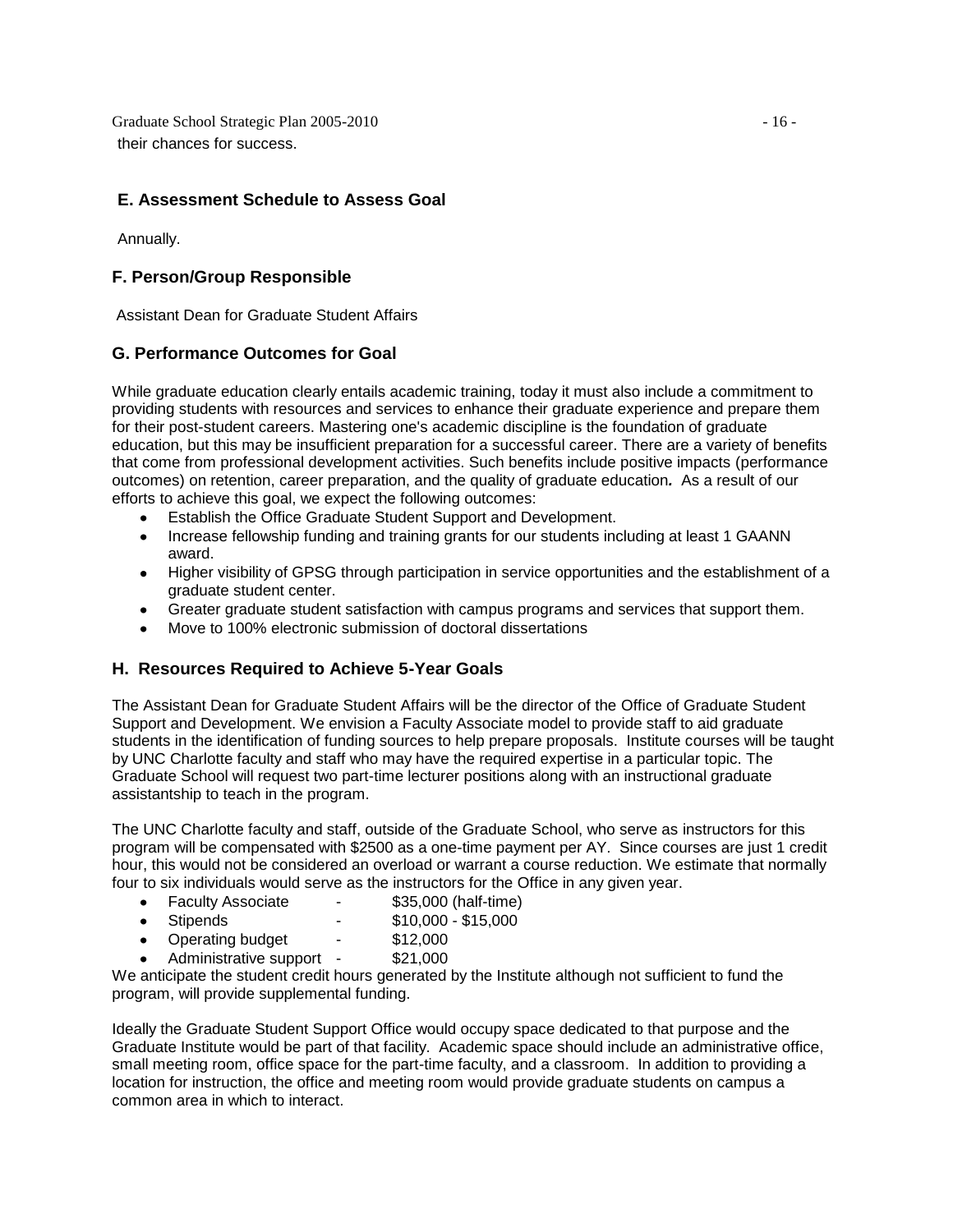their chances for success.

## E. Assessment Schedule to Assess Goal

Annually.

## F. Person/Group Responsible

Assistant Dean for Graduate Student Affairs

## G. Performance Outcomes for Goal

While graduate education clearly entails academic training, today it must also include a commitment to providing students with resources and services to enhance their graduate experience and prepare them for their post-student careers. Mastering one's academic discipline is the foundation of graduate education, but this may be insufficient preparation for a successful career. There are a variety of benefits that come from professional development activities. Such benefits include positive impacts (performance outcomes) on retention, career preparation, and the quality of graduate education***.*** As a result of our efforts to achieve this goal, we expect the following outcomes:

- Establish the Office Graduate Student Support and Development.
- Increase fellowship funding and training grants for our students including at least 1 GAANN award.
- Higher visibility of GPSG through participation in service opportunities and the establishment of a graduate student center.
- Greater graduate student satisfaction with campus programs and services that support them.
- Move to 100% electronic submission of doctoral dissertations

## H. Resources Required to Achieve 5-Year Goals

The Assistant Dean for Graduate Student Affairs will be the director of the Office of Graduate Student Support and Development. We envision a Faculty Associate model to provide staff to aid graduate students in the identification of funding sources to help prepare proposals. Institute courses will be taught by UNC Charlotte faculty and staff who may have the required expertise in a particular topic. The Graduate School will request two part-time lecturer positions along with an instructional graduate assistantship to teach in the program.

The UNC Charlotte faculty and staff, outside of the Graduate School, who serve as instructors for this program will be compensated with $2500 as a one-time payment per AY. Since courses are just 1 credit hour, this would not be considered an overload or warrant a course reduction. We estimate that normally four to six individuals would serve as the instructors for the Office in any given year.

- Faculty Associate - $35,000 (half-time)
- Stipends - $10,000 - $15,000
- Operating budget - $12,000
- Administrative support - $21,000

We anticipate the student credit hours generated by the Institute although not sufficient to fund the program, will provide supplemental funding.

Ideally the Graduate Student Support Office would occupy space dedicated to that purpose and the Graduate Institute would be part of that facility. Academic space should include an administrative office, small meeting room, office space for the part-time faculty, and a classroom. In addition to providing a location for instruction, the office and meeting room would provide graduate students on campus a common area in which to interact.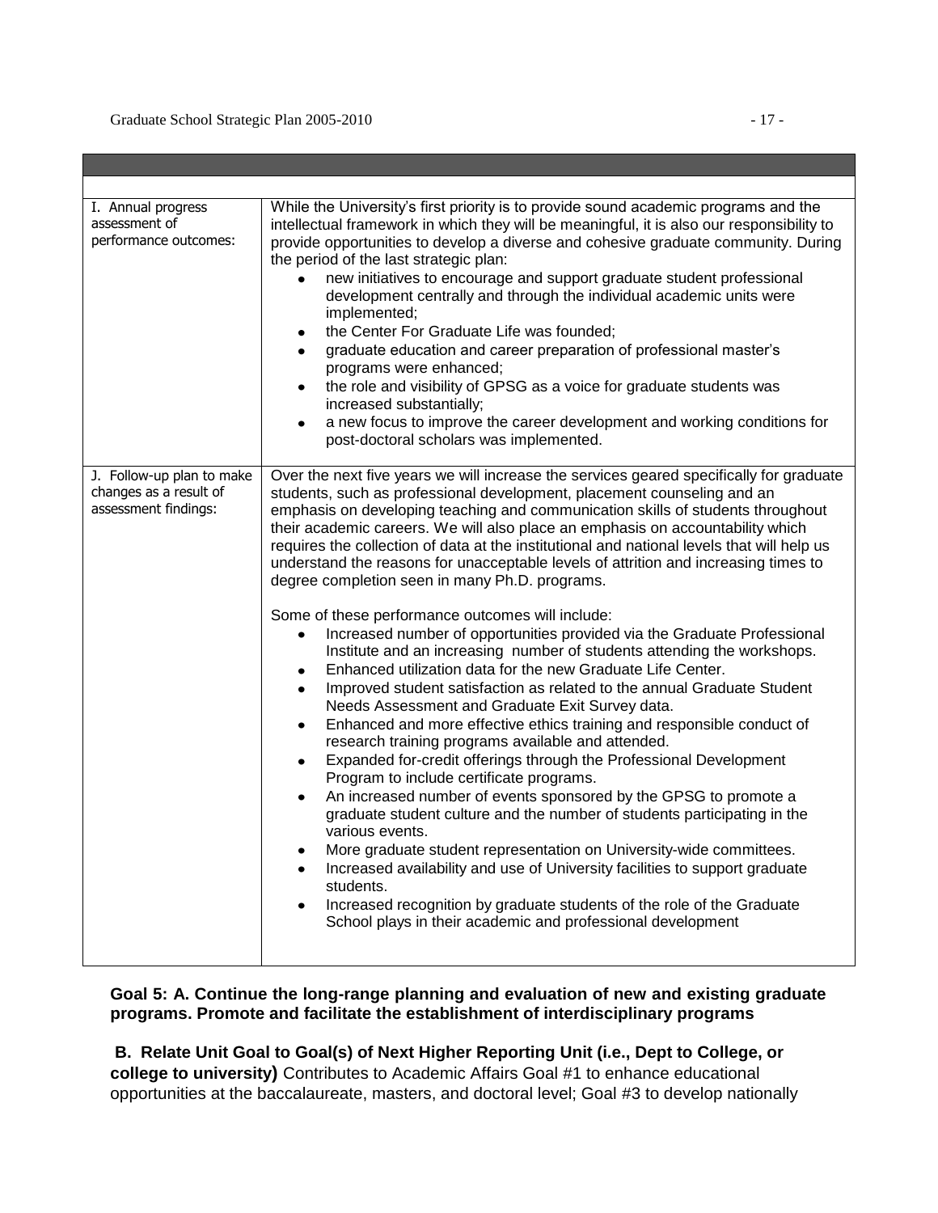| | |
|---|---|
| I. Annual progress assessment of performance outcomes: | While the University's first priority is to provide sound academic programs and the intellectual framework in which they will be meaningful, it is also our responsibility to provide opportunities to develop a diverse and cohesive graduate community. During the period of the last strategic plan:<br>• new initiatives to encourage and support graduate student professional development centrally and through the individual academic units were implemented;<br>• the Center For Graduate Life was founded;<br>• graduate education and career preparation of professional master's programs were enhanced;<br>• the role and visibility of GPSG as a voice for graduate students was increased substantially;<br>• a new focus to improve the career development and working conditions for post-doctoral scholars was implemented. |
| J. Follow-up plan to make changes as a result of assessment findings: | Over the next five years we will increase the services geared specifically for graduate students, such as professional development, placement counseling and an emphasis on developing teaching and communication skills of students throughout their academic careers. We will also place an emphasis on accountability which requires the collection of data at the institutional and national levels that will help us understand the reasons for unacceptable levels of attrition and increasing times to degree completion seen in many Ph.D. programs.<br><br>Some of these performance outcomes will include:<br>• Increased number of opportunities provided via the Graduate Professional Institute and an increasing number of students attending the workshops.<br>• Enhanced utilization data for the new Graduate Life Center.<br>• Improved student satisfaction as related to the annual Graduate Student Needs Assessment and Graduate Exit Survey data.<br>• Enhanced and more effective ethics training and responsible conduct of research training programs available and attended.<br>• Expanded for-credit offerings through the Professional Development Program to include certificate programs.<br>• An increased number of events sponsored by the GPSG to promote a graduate student culture and the number of students participating in the various events.<br>• More graduate student representation on University-wide committees.<br>• Increased availability and use of University facilities to support graduate students.<br>• Increased recognition by graduate students of the role of the Graduate School plays in their academic and professional development |

**Goal 5: A. Continue the long-range planning and evaluation of new and existing graduate programs. Promote and facilitate the establishment of interdisciplinary programs**

**B. Relate Unit Goal to Goal(s) of Next Higher Reporting Unit (i.e., Dept to College, or college to university)** Contributes to Academic Affairs Goal #1 to enhance educational opportunities at the baccalaureate, masters, and doctoral level; Goal #3 to develop nationally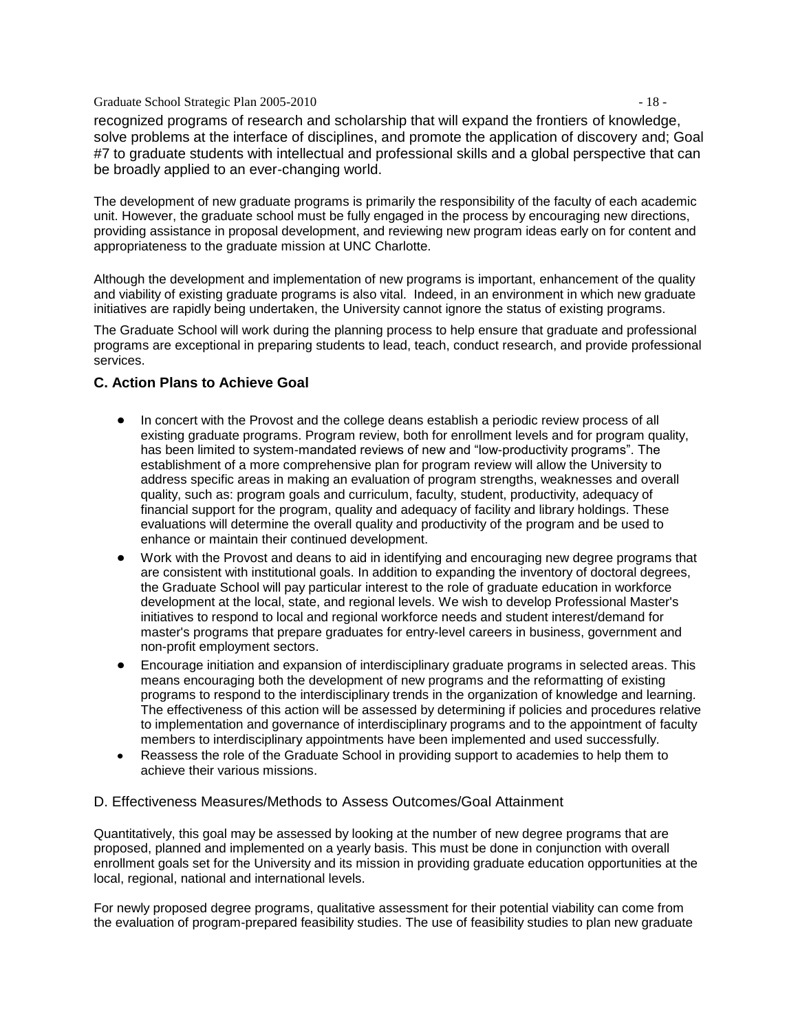recognized programs of research and scholarship that will expand the frontiers of knowledge, solve problems at the interface of disciplines, and promote the application of discovery and; Goal #7 to graduate students with intellectual and professional skills and a global perspective that can be broadly applied to an ever-changing world.

The development of new graduate programs is primarily the responsibility of the faculty of each academic unit. However, the graduate school must be fully engaged in the process by encouraging new directions, providing assistance in proposal development, and reviewing new program ideas early on for content and appropriateness to the graduate mission at UNC Charlotte.

Although the development and implementation of new programs is important, enhancement of the quality and viability of existing graduate programs is also vital. Indeed, in an environment in which new graduate initiatives are rapidly being undertaken, the University cannot ignore the status of existing programs.

The Graduate School will work during the planning process to help ensure that graduate and professional programs are exceptional in preparing students to lead, teach, conduct research, and provide professional services.

### C. Action Plans to Achieve Goal

- In concert with the Provost and the college deans establish a periodic review process of all existing graduate programs. Program review, both for enrollment levels and for program quality, has been limited to system-mandated reviews of new and "low-productivity programs". The establishment of a more comprehensive plan for program review will allow the University to address specific areas in making an evaluation of program strengths, weaknesses and overall quality, such as: program goals and curriculum, faculty, student, productivity, adequacy of financial support for the program, quality and adequacy of facility and library holdings. These evaluations will determine the overall quality and productivity of the program and be used to enhance or maintain their continued development.
- Work with the Provost and deans to aid in identifying and encouraging new degree programs that are consistent with institutional goals. In addition to expanding the inventory of doctoral degrees, the Graduate School will pay particular interest to the role of graduate education in workforce development at the local, state, and regional levels. We wish to develop Professional Master's initiatives to respond to local and regional workforce needs and student interest/demand for master's programs that prepare graduates for entry-level careers in business, government and non-profit employment sectors.
- Encourage initiation and expansion of interdisciplinary graduate programs in selected areas. This means encouraging both the development of new programs and the reformatting of existing programs to respond to the interdisciplinary trends in the organization of knowledge and learning. The effectiveness of this action will be assessed by determining if policies and procedures relative to implementation and governance of interdisciplinary programs and to the appointment of faculty members to interdisciplinary appointments have been implemented and used successfully.
- Reassess the role of the Graduate School in providing support to academies to help them to achieve their various missions.

### D. Effectiveness Measures/Methods to Assess Outcomes/Goal Attainment

Quantitatively, this goal may be assessed by looking at the number of new degree programs that are proposed, planned and implemented on a yearly basis. This must be done in conjunction with overall enrollment goals set for the University and its mission in providing graduate education opportunities at the local, regional, national and international levels.

For newly proposed degree programs, qualitative assessment for their potential viability can come from the evaluation of program-prepared feasibility studies. The use of feasibility studies to plan new graduate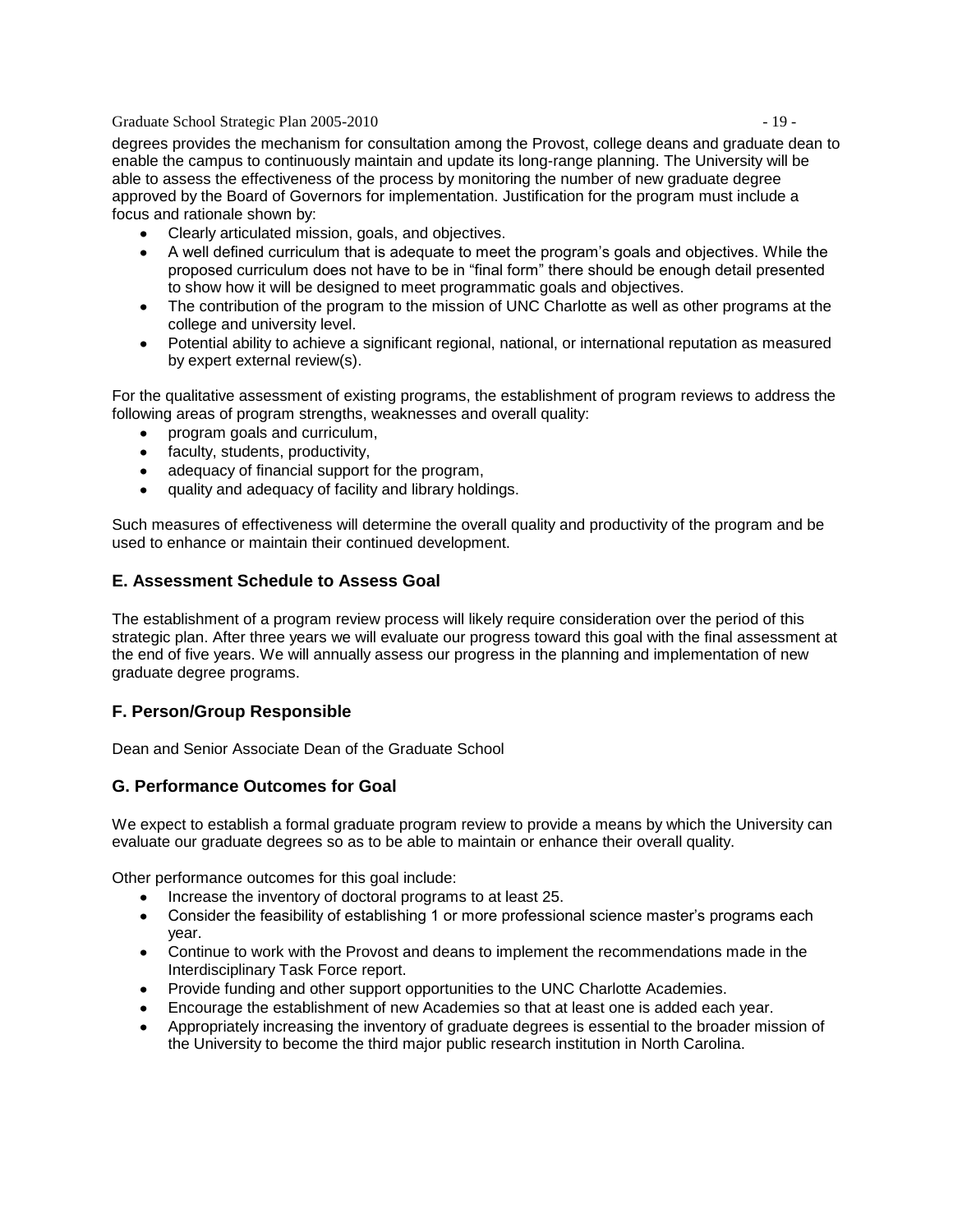degrees provides the mechanism for consultation among the Provost, college deans and graduate dean to enable the campus to continuously maintain and update its long-range planning. The University will be able to assess the effectiveness of the process by monitoring the number of new graduate degree approved by the Board of Governors for implementation. Justification for the program must include a focus and rationale shown by:

- Clearly articulated mission, goals, and objectives.
- A well defined curriculum that is adequate to meet the program's goals and objectives. While the proposed curriculum does not have to be in "final form" there should be enough detail presented to show how it will be designed to meet programmatic goals and objectives.
- The contribution of the program to the mission of UNC Charlotte as well as other programs at the college and university level.
- Potential ability to achieve a significant regional, national, or international reputation as measured by expert external review(s).

For the qualitative assessment of existing programs, the establishment of program reviews to address the following areas of program strengths, weaknesses and overall quality:

- program goals and curriculum,
- faculty, students, productivity,
- adequacy of financial support for the program,
- quality and adequacy of facility and library holdings.

Such measures of effectiveness will determine the overall quality and productivity of the program and be used to enhance or maintain their continued development.

## E. Assessment Schedule to Assess Goal

The establishment of a program review process will likely require consideration over the period of this strategic plan. After three years we will evaluate our progress toward this goal with the final assessment at the end of five years. We will annually assess our progress in the planning and implementation of new graduate degree programs.

## F. Person/Group Responsible

Dean and Senior Associate Dean of the Graduate School

## G. Performance Outcomes for Goal

We expect to establish a formal graduate program review to provide a means by which the University can evaluate our graduate degrees so as to be able to maintain or enhance their overall quality.

Other performance outcomes for this goal include:

- Increase the inventory of doctoral programs to at least 25.
- Consider the feasibility of establishing 1 or more professional science master's programs each year.
- Continue to work with the Provost and deans to implement the recommendations made in the Interdisciplinary Task Force report.
- Provide funding and other support opportunities to the UNC Charlotte Academies.
- Encourage the establishment of new Academies so that at least one is added each year.
- Appropriately increasing the inventory of graduate degrees is essential to the broader mission of the University to become the third major public research institution in North Carolina.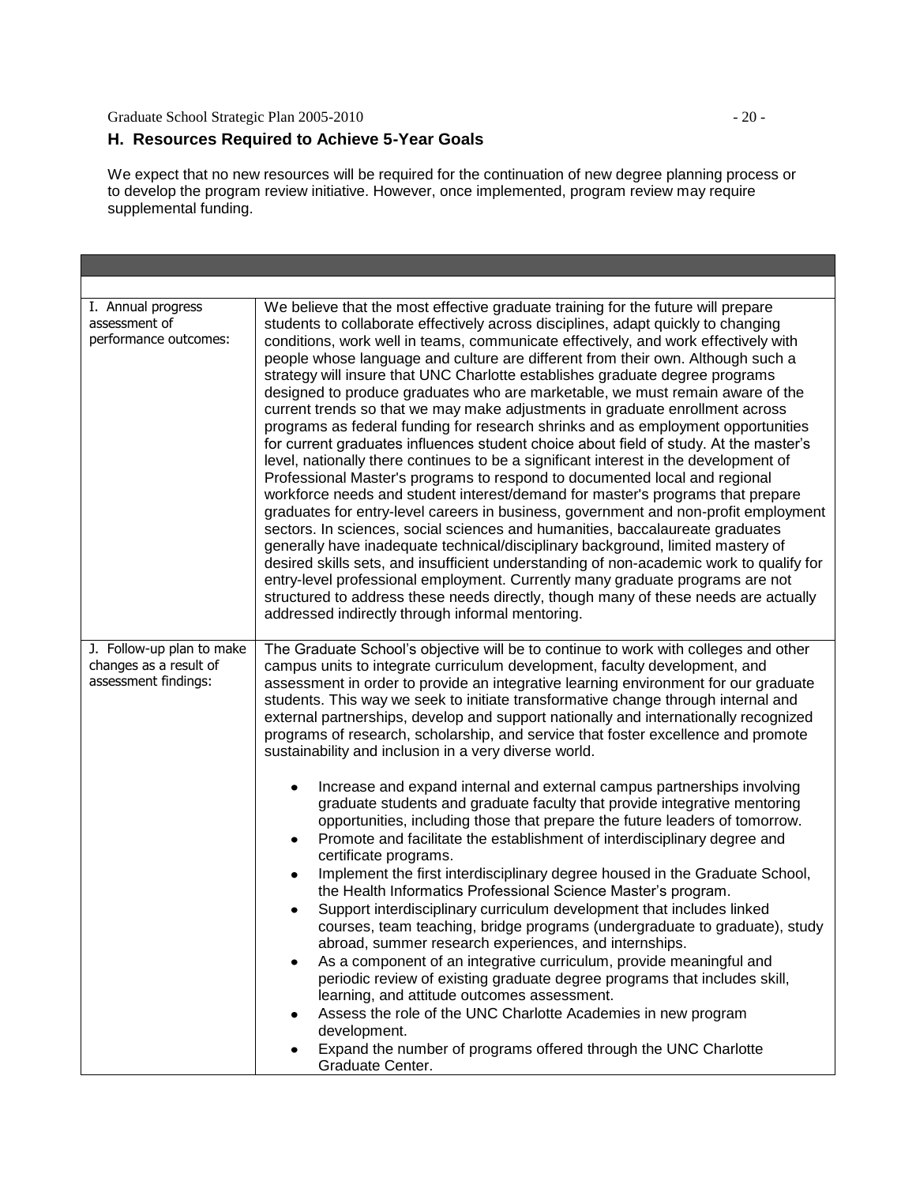## H. Resources Required to Achieve 5-Year Goals

We expect that no new resources will be required for the continuation of new degree planning process or to develop the program review initiative. However, once implemented, program review may require supplemental funding.

| | |
|---|---|
| | |
| I. Annual progress assessment of performance outcomes: | We believe that the most effective graduate training for the future will prepare students to collaborate effectively across disciplines, adapt quickly to changing conditions, work well in teams, communicate effectively, and work effectively with people whose language and culture are different from their own. Although such a strategy will insure that UNC Charlotte establishes graduate degree programs designed to produce graduates who are marketable, we must remain aware of the current trends so that we may make adjustments in graduate enrollment across programs as federal funding for research shrinks and as employment opportunities for current graduates influences student choice about field of study. At the master's level, nationally there continues to be a significant interest in the development of Professional Master's programs to respond to documented local and regional workforce needs and student interest/demand for master's programs that prepare graduates for entry-level careers in business, government and non-profit employment sectors. In sciences, social sciences and humanities, baccalaureate graduates generally have inadequate technical/disciplinary background, limited mastery of desired skills sets, and insufficient understanding of non-academic work to qualify for entry-level professional employment. Currently many graduate programs are not structured to address these needs directly, though many of these needs are actually addressed indirectly through informal mentoring. |
| J. Follow-up plan to make changes as a result of assessment findings: | The Graduate School's objective will be to continue to work with colleges and other campus units to integrate curriculum development, faculty development, and assessment in order to provide an integrative learning environment for our graduate students. This way we seek to initiate transformative change through internal and external partnerships, develop and support nationally and internationally recognized programs of research, scholarship, and service that foster excellence and promote sustainability and inclusion in a very diverse world.<br><br>• Increase and expand internal and external campus partnerships involving graduate students and graduate faculty that provide integrative mentoring opportunities, including those that prepare the future leaders of tomorrow.<br>• Promote and facilitate the establishment of interdisciplinary degree and certificate programs.<br>• Implement the first interdisciplinary degree housed in the Graduate School, the Health Informatics Professional Science Master's program.<br>• Support interdisciplinary curriculum development that includes linked courses, team teaching, bridge programs (undergraduate to graduate), study abroad, summer research experiences, and internships.<br>• As a component of an integrative curriculum, provide meaningful and periodic review of existing graduate degree programs that includes skill, learning, and attitude outcomes assessment.<br>• Assess the role of the UNC Charlotte Academies in new program development.<br>• Expand the number of programs offered through the UNC Charlotte Graduate Center. |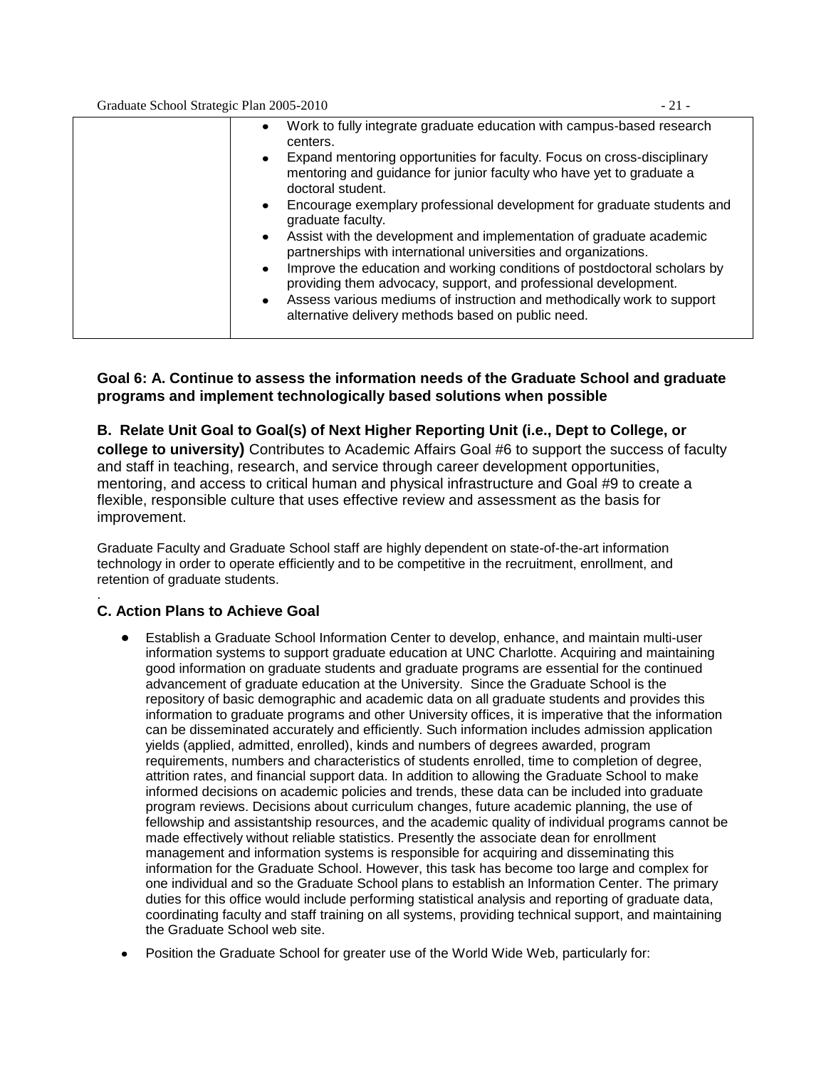| | <ul><li>Work to fully integrate graduate education with campus-based research centers.</li><li>Expand mentoring opportunities for faculty. Focus on cross-disciplinary mentoring and guidance for junior faculty who have yet to graduate a doctoral student.</li><li>Encourage exemplary professional development for graduate students and graduate faculty.</li><li>Assist with the development and implementation of graduate academic partnerships with international universities and organizations.</li><li>Improve the education and working conditions of postdoctoral scholars by providing them advocacy, support, and professional development.</li><li>Assess various mediums of instruction and methodically work to support alternative delivery methods based on public need.</li></ul> |
|---|---|

**Goal 6: A. Continue to assess the information needs of the Graduate School and graduate programs and implement technologically based solutions when possible**

**B. Relate Unit Goal to Goal(s) of Next Higher Reporting Unit (i.e., Dept to College, or college to university)** Contributes to Academic Affairs Goal #6 to support the success of faculty and staff in teaching, research, and service through career development opportunities, mentoring, and access to critical human and physical infrastructure and Goal #9 to create a flexible, responsible culture that uses effective review and assessment as the basis for improvement.

Graduate Faculty and Graduate School staff are highly dependent on state-of-the-art information technology in order to operate efficiently and to be competitive in the recruitment, enrollment, and retention of graduate students.

**C. Action Plans to Achieve Goal**

- Establish a Graduate School Information Center to develop, enhance, and maintain multi-user information systems to support graduate education at UNC Charlotte. Acquiring and maintaining good information on graduate students and graduate programs are essential for the continued advancement of graduate education at the University. Since the Graduate School is the repository of basic demographic and academic data on all graduate students and provides this information to graduate programs and other University offices, it is imperative that the information can be disseminated accurately and efficiently. Such information includes admission application yields (applied, admitted, enrolled), kinds and numbers of degrees awarded, program requirements, numbers and characteristics of students enrolled, time to completion of degree, attrition rates, and financial support data. In addition to allowing the Graduate School to make informed decisions on academic policies and trends, these data can be included into graduate program reviews. Decisions about curriculum changes, future academic planning, the use of fellowship and assistantship resources, and the academic quality of individual programs cannot be made effectively without reliable statistics. Presently the associate dean for enrollment management and information systems is responsible for acquiring and disseminating this information for the Graduate School. However, this task has become too large and complex for one individual and so the Graduate School plans to establish an Information Center. The primary duties for this office would include performing statistical analysis and reporting of graduate data, coordinating faculty and staff training on all systems, providing technical support, and maintaining the Graduate School web site.
- Position the Graduate School for greater use of the World Wide Web, particularly for: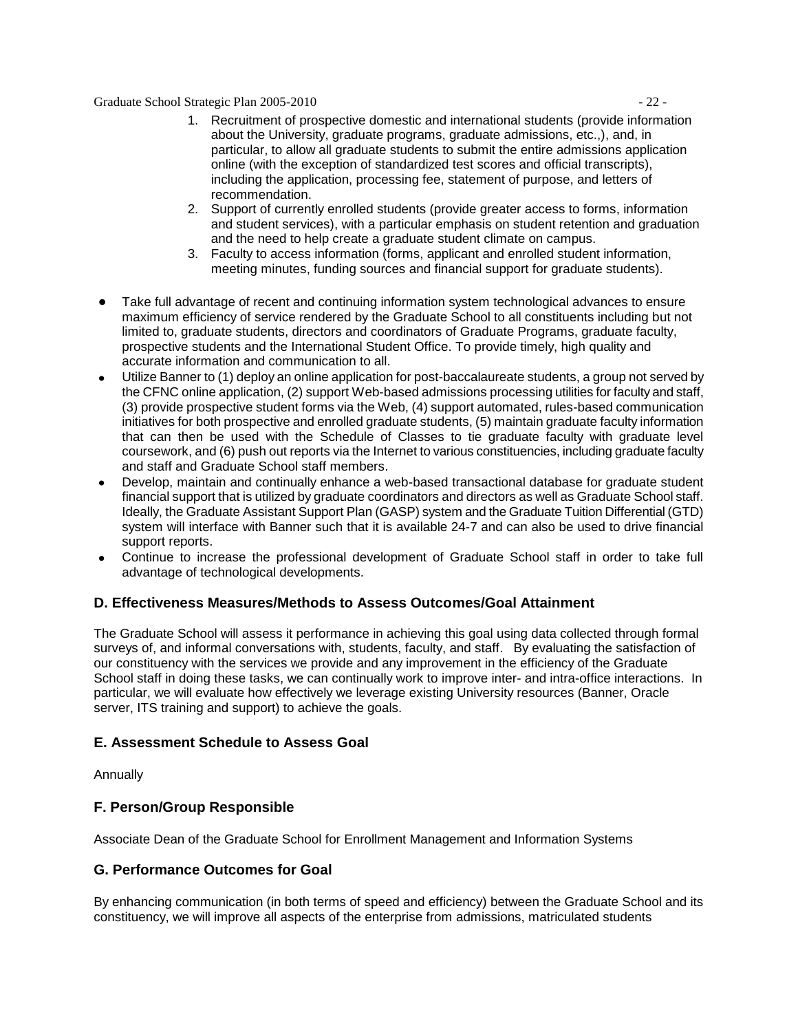1. Recruitment of prospective domestic and international students (provide information about the University, graduate programs, graduate admissions, etc.,), and, in particular, to allow all graduate students to submit the entire admissions application online (with the exception of standardized test scores and official transcripts), including the application, processing fee, statement of purpose, and letters of recommendation.
2. Support of currently enrolled students (provide greater access to forms, information and student services), with a particular emphasis on student retention and graduation and the need to help create a graduate student climate on campus.
3. Faculty to access information (forms, applicant and enrolled student information, meeting minutes, funding sources and financial support for graduate students).

- Take full advantage of recent and continuing information system technological advances to ensure maximum efficiency of service rendered by the Graduate School to all constituents including but not limited to, graduate students, directors and coordinators of Graduate Programs, graduate faculty, prospective students and the International Student Office. To provide timely, high quality and accurate information and communication to all.
- Utilize Banner to (1) deploy an online application for post-baccalaureate students, a group not served by the CFNC online application, (2) support Web-based admissions processing utilities for faculty and staff, (3) provide prospective student forms via the Web, (4) support automated, rules-based communication initiatives for both prospective and enrolled graduate students, (5) maintain graduate faculty information that can then be used with the Schedule of Classes to tie graduate faculty with graduate level coursework, and (6) push out reports via the Internet to various constituencies, including graduate faculty and staff and Graduate School staff members.
- Develop, maintain and continually enhance a web-based transactional database for graduate student financial support that is utilized by graduate coordinators and directors as well as Graduate School staff. Ideally, the Graduate Assistant Support Plan (GASP) system and the Graduate Tuition Differential (GTD) system will interface with Banner such that it is available 24-7 and can also be used to drive financial support reports.
- Continue to increase the professional development of Graduate School staff in order to take full advantage of technological developments.

### D. Effectiveness Measures/Methods to Assess Outcomes/Goal Attainment

The Graduate School will assess it performance in achieving this goal using data collected through formal surveys of, and informal conversations with, students, faculty, and staff. By evaluating the satisfaction of our constituency with the services we provide and any improvement in the efficiency of the Graduate School staff in doing these tasks, we can continually work to improve inter- and intra-office interactions. In particular, we will evaluate how effectively we leverage existing University resources (Banner, Oracle server, ITS training and support) to achieve the goals.

### E. Assessment Schedule to Assess Goal

Annually

### F. Person/Group Responsible

Associate Dean of the Graduate School for Enrollment Management and Information Systems

### G. Performance Outcomes for Goal

By enhancing communication (in both terms of speed and efficiency) between the Graduate School and its constituency, we will improve all aspects of the enterprise from admissions, matriculated students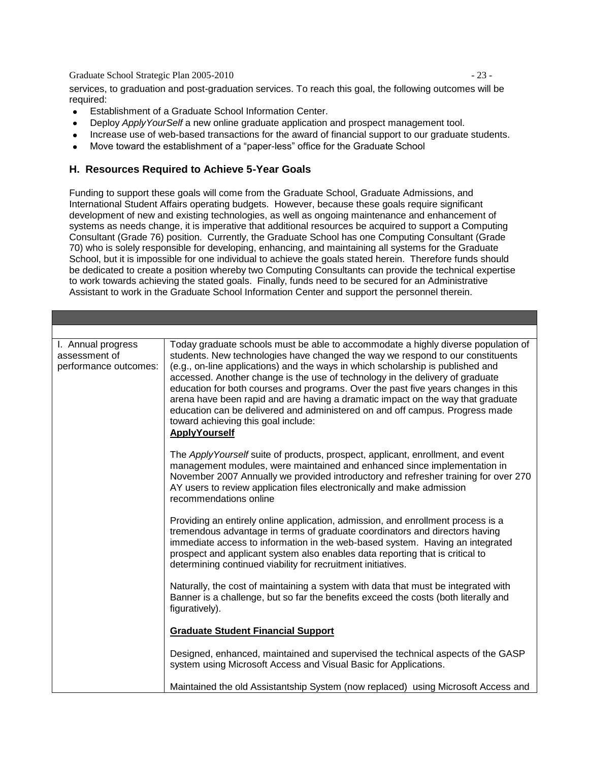services, to graduation and post-graduation services. To reach this goal, the following outcomes will be required:

- Establishment of a Graduate School Information Center.
- Deploy *ApplyYourSelf* a new online graduate application and prospect management tool.
- Increase use of web-based transactions for the award of financial support to our graduate students.
- Move toward the establishment of a "paper-less" office for the Graduate School

## H. Resources Required to Achieve 5-Year Goals

Funding to support these goals will come from the Graduate School, Graduate Admissions, and International Student Affairs operating budgets. However, because these goals require significant development of new and existing technologies, as well as ongoing maintenance and enhancement of systems as needs change, it is imperative that additional resources be acquired to support a Computing Consultant (Grade 76) position. Currently, the Graduate School has one Computing Consultant (Grade 70) who is solely responsible for developing, enhancing, and maintaining all systems for the Graduate School, but it is impossible for one individual to achieve the goals stated herein. Therefore funds should be dedicated to create a position whereby two Computing Consultants can provide the technical expertise to work towards achieving the stated goals. Finally, funds need to be secured for an Administrative Assistant to work in the Graduate School Information Center and support the personnel therein.

| | |
|---|---|
| | |
| I. Annual progress assessment of performance outcomes: | Today graduate schools must be able to accommodate a highly diverse population of students. New technologies have changed the way we respond to our constituents (e.g., on-line applications) and the ways in which scholarship is published and accessed. Another change is the use of technology in the delivery of graduate education for both courses and programs. Over the past five years changes in this arena have been rapid and are having a dramatic impact on the way that graduate education can be delivered and administered on and off campus. Progress made toward achieving this goal include:<br>**<u>ApplyYourself</u>**<br><br>The *ApplyYourself* suite of products, prospect, applicant, enrollment, and event management modules, were maintained and enhanced since implementation in November 2007 Annually we provided introductory and refresher training for over 270 AY users to review application files electronically and make admission recommendations online<br><br>Providing an entirely online application, admission, and enrollment process is a tremendous advantage in terms of graduate coordinators and directors having immediate access to information in the web-based system. Having an integrated prospect and applicant system also enables data reporting that is critical to determining continued viability for recruitment initiatives.<br><br>Naturally, the cost of maintaining a system with data that must be integrated with Banner is a challenge, but so far the benefits exceed the costs (both literally and figuratively).<br><br>**<u>Graduate Student Financial Support</u>**<br><br>Designed, enhanced, maintained and supervised the technical aspects of the GASP system using Microsoft Access and Visual Basic for Applications.<br><br>Maintained the old Assistantship System (now replaced) using Microsoft Access and |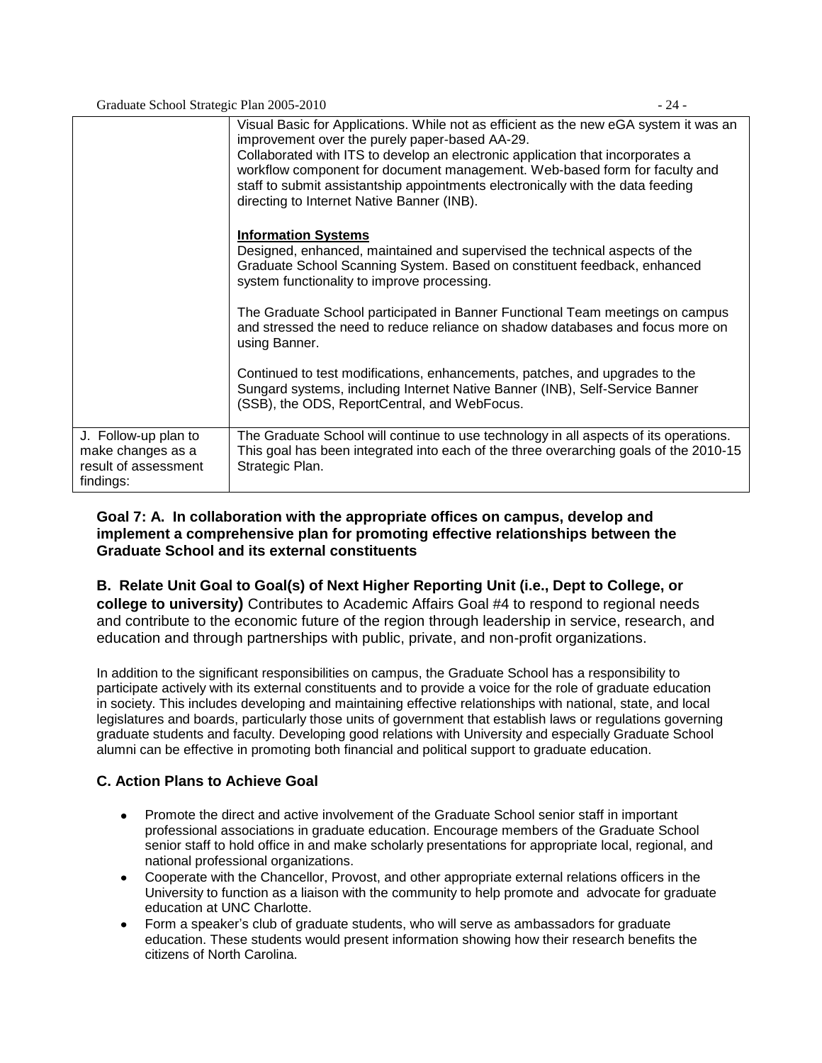| | |
|---|---|
| | Visual Basic for Applications. While not as efficient as the new eGA system it was an improvement over the purely paper-based AA-29.<br>Collaborated with ITS to develop an electronic application that incorporates a workflow component for document management. Web-based form for faculty and staff to submit assistantship appointments electronically with the data feeding directing to Internet Native Banner (INB).<br><br>**Information Systems**<br>Designed, enhanced, maintained and supervised the technical aspects of the Graduate School Scanning System. Based on constituent feedback, enhanced system functionality to improve processing.<br><br>The Graduate School participated in Banner Functional Team meetings on campus and stressed the need to reduce reliance on shadow databases and focus more on using Banner.<br><br>Continued to test modifications, enhancements, patches, and upgrades to the Sungard systems, including Internet Native Banner (INB), Self-Service Banner (SSB), the ODS, ReportCentral, and WebFocus. |
| J. Follow-up plan to make changes as a result of assessment findings: | The Graduate School will continue to use technology in all aspects of its operations. This goal has been integrated into each of the three overarching goals of the 2010-15 Strategic Plan. |

**Goal 7: A. In collaboration with the appropriate offices on campus, develop and implement a comprehensive plan for promoting effective relationships between the Graduate School and its external constituents**

**B. Relate Unit Goal to Goal(s) of Next Higher Reporting Unit (i.e., Dept to College, or college to university)** Contributes to Academic Affairs Goal #4 to respond to regional needs and contribute to the economic future of the region through leadership in service, research, and education and through partnerships with public, private, and non-profit organizations.

In addition to the significant responsibilities on campus, the Graduate School has a responsibility to participate actively with its external constituents and to provide a voice for the role of graduate education in society. This includes developing and maintaining effective relationships with national, state, and local legislatures and boards, particularly those units of government that establish laws or regulations governing graduate students and faculty. Developing good relations with University and especially Graduate School alumni can be effective in promoting both financial and political support to graduate education.

**C. Action Plans to Achieve Goal**

- Promote the direct and active involvement of the Graduate School senior staff in important professional associations in graduate education. Encourage members of the Graduate School senior staff to hold office in and make scholarly presentations for appropriate local, regional, and national professional organizations.
- Cooperate with the Chancellor, Provost, and other appropriate external relations officers in the University to function as a liaison with the community to help promote and advocate for graduate education at UNC Charlotte.
- Form a speaker's club of graduate students, who will serve as ambassadors for graduate education. These students would present information showing how their research benefits the citizens of North Carolina.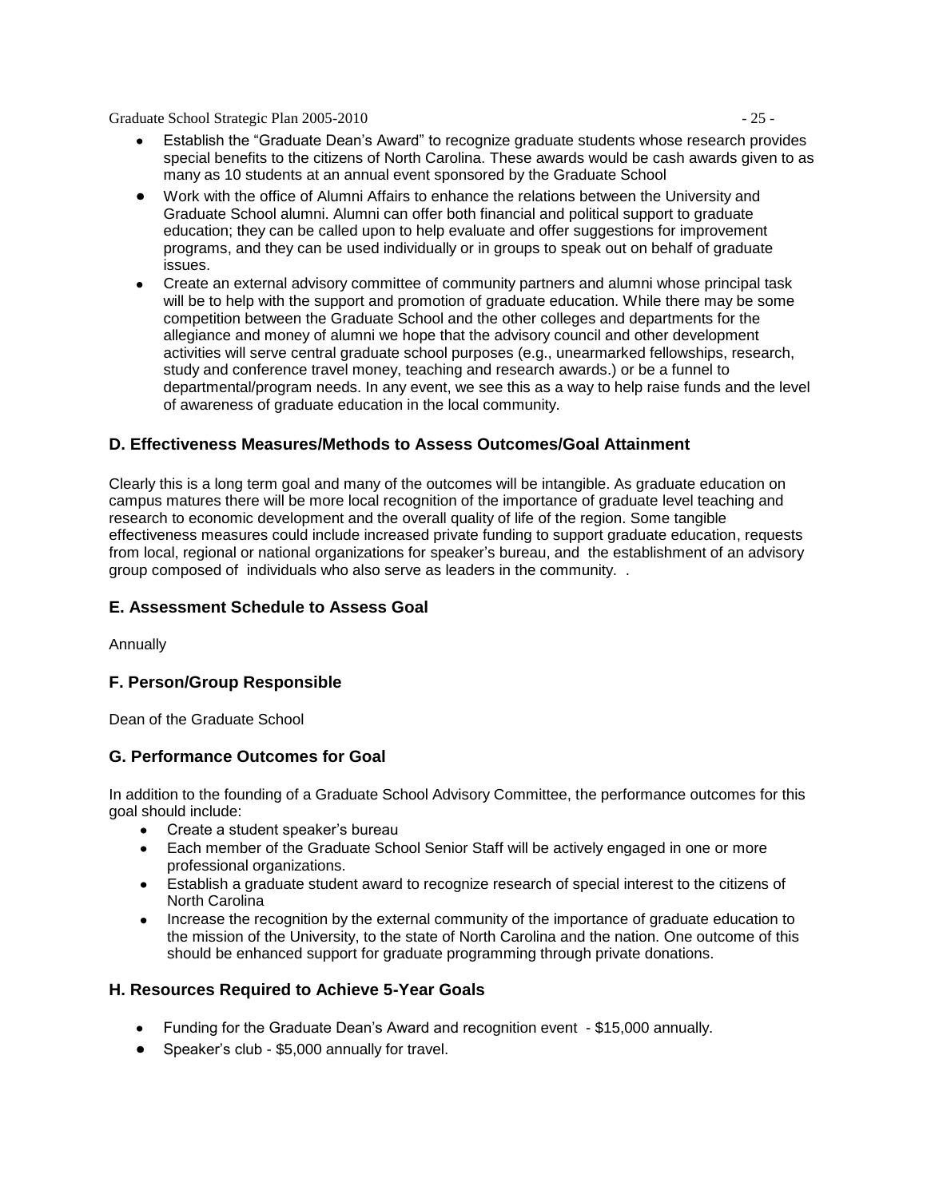- Establish the "Graduate Dean's Award" to recognize graduate students whose research provides special benefits to the citizens of North Carolina. These awards would be cash awards given to as many as 10 students at an annual event sponsored by the Graduate School
- Work with the office of Alumni Affairs to enhance the relations between the University and Graduate School alumni. Alumni can offer both financial and political support to graduate education; they can be called upon to help evaluate and offer suggestions for improvement programs, and they can be used individually or in groups to speak out on behalf of graduate issues.
- Create an external advisory committee of community partners and alumni whose principal task will be to help with the support and promotion of graduate education. While there may be some competition between the Graduate School and the other colleges and departments for the allegiance and money of alumni we hope that the advisory council and other development activities will serve central graduate school purposes (e.g., unearmarked fellowships, research, study and conference travel money, teaching and research awards.) or be a funnel to departmental/program needs. In any event, we see this as a way to help raise funds and the level of awareness of graduate education in the local community.

### D. Effectiveness Measures/Methods to Assess Outcomes/Goal Attainment

Clearly this is a long term goal and many of the outcomes will be intangible. As graduate education on campus matures there will be more local recognition of the importance of graduate level teaching and research to economic development and the overall quality of life of the region. Some tangible effectiveness measures could include increased private funding to support graduate education, requests from local, regional or national organizations for speaker's bureau, and the establishment of an advisory group composed of individuals who also serve as leaders in the community. .

### E. Assessment Schedule to Assess Goal

Annually

### F. Person/Group Responsible

Dean of the Graduate School

### G. Performance Outcomes for Goal

In addition to the founding of a Graduate School Advisory Committee, the performance outcomes for this goal should include:

- Create a student speaker's bureau
- Each member of the Graduate School Senior Staff will be actively engaged in one or more professional organizations.
- Establish a graduate student award to recognize research of special interest to the citizens of North Carolina
- Increase the recognition by the external community of the importance of graduate education to the mission of the University, to the state of North Carolina and the nation. One outcome of this should be enhanced support for graduate programming through private donations.

### H. Resources Required to Achieve 5-Year Goals

- Funding for the Graduate Dean's Award and recognition event - $15,000 annually.
- Speaker's club - $5,000 annually for travel.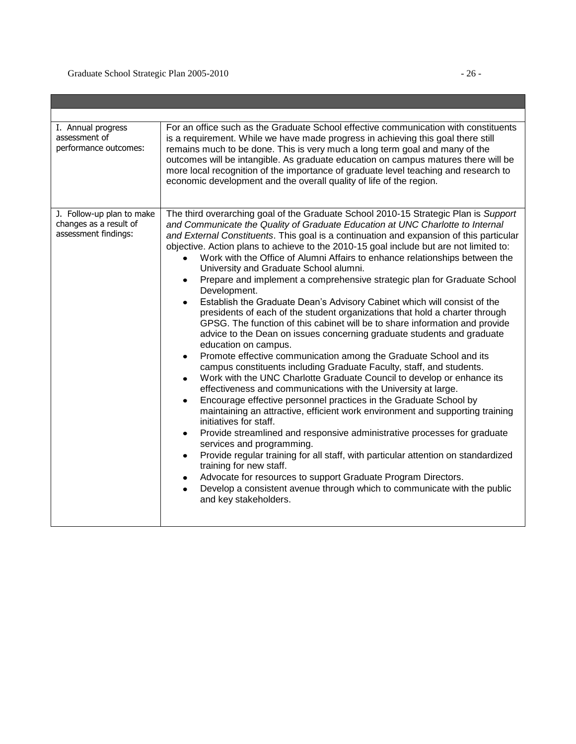| | |
|---|---|
| | |
| I. Annual progress assessment of performance outcomes: | For an office such as the Graduate School effective communication with constituents is a requirement. While we have made progress in achieving this goal there still remains much to be done. This is very much a long term goal and many of the outcomes will be intangible. As graduate education on campus matures there will be more local recognition of the importance of graduate level teaching and research to economic development and the overall quality of life of the region. |
| J. Follow-up plan to make changes as a result of assessment findings: | The third overarching goal of the Graduate School 2010-15 Strategic Plan is *Support and Communicate the Quality of Graduate Education at UNC Charlotte to Internal and External Constituents*. This goal is a continuation and expansion of this particular objective. Action plans to achieve to the 2010-15 goal include but are not limited to:<br>• Work with the Office of Alumni Affairs to enhance relationships between the University and Graduate School alumni.<br>• Prepare and implement a comprehensive strategic plan for Graduate School Development.<br>• Establish the Graduate Dean's Advisory Cabinet which will consist of the presidents of each of the student organizations that hold a charter through GPSG. The function of this cabinet will be to share information and provide advice to the Dean on issues concerning graduate students and graduate education on campus.<br>• Promote effective communication among the Graduate School and its campus constituents including Graduate Faculty, staff, and students.<br>• Work with the UNC Charlotte Graduate Council to develop or enhance its effectiveness and communications with the University at large.<br>• Encourage effective personnel practices in the Graduate School by maintaining an attractive, efficient work environment and supporting training initiatives for staff.<br>• Provide streamlined and responsive administrative processes for graduate services and programming.<br>• Provide regular training for all staff, with particular attention on standardized training for new staff.<br>• Advocate for resources to support Graduate Program Directors.<br>• Develop a consistent avenue through which to communicate with the public and key stakeholders. |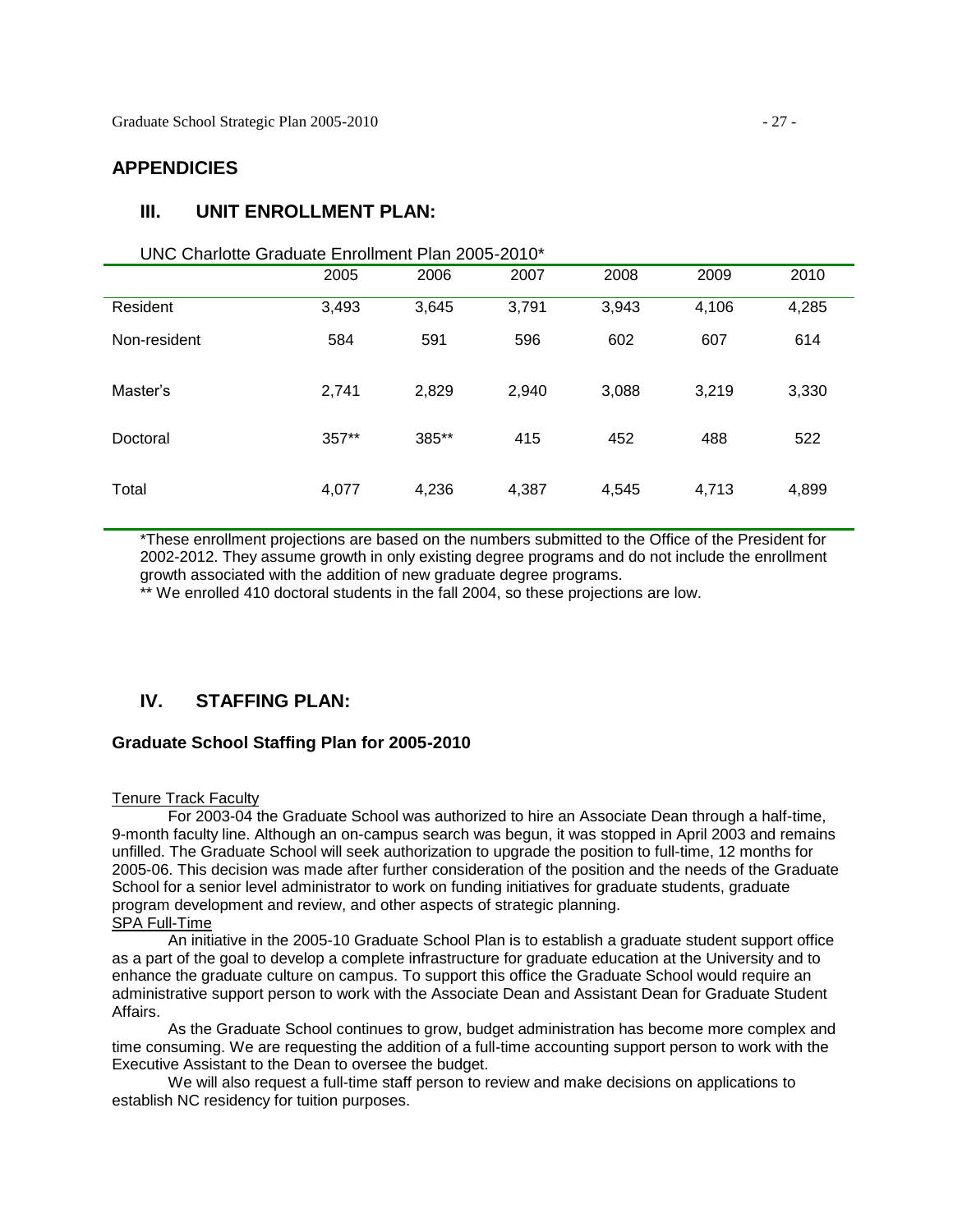## APPENDICIES

### III. UNIT ENROLLMENT PLAN:

UNC Charlotte Graduate Enrollment Plan 2005-2010*

| | 2005 | 2006 | 2007 | 2008 | 2009 | 2010 |
|---|---|---|---|---|---|---|
| Resident | 3,493 | 3,645 | 3,791 | 3,943 | 4,106 | 4,285 |
| Non-resident | 584 | 591 | 596 | 602 | 607 | 614 |
| Master's | 2,741 | 2,829 | 2,940 | 3,088 | 3,219 | 3,330 |
| Doctoral | 357** | 385** | 415 | 452 | 488 | 522 |
| Total | 4,077 | 4,236 | 4,387 | 4,545 | 4,713 | 4,899 |

*These enrollment projections are based on the numbers submitted to the Office of the President for 2002-2012. They assume growth in only existing degree programs and do not include the enrollment growth associated with the addition of new graduate degree programs.

** We enrolled 410 doctoral students in the fall 2004, so these projections are low.

### IV. STAFFING PLAN:

**Graduate School Staffing Plan for 2005-2010**

Tenure Track Faculty

For 2003-04 the Graduate School was authorized to hire an Associate Dean through a half-time, 9-month faculty line. Although an on-campus search was begun, it was stopped in April 2003 and remains unfilled. The Graduate School will seek authorization to upgrade the position to full-time, 12 months for 2005-06. This decision was made after further consideration of the position and the needs of the Graduate School for a senior level administrator to work on funding initiatives for graduate students, graduate program development and review, and other aspects of strategic planning.

SPA Full-Time

An initiative in the 2005-10 Graduate School Plan is to establish a graduate student support office as a part of the goal to develop a complete infrastructure for graduate education at the University and to enhance the graduate culture on campus. To support this office the Graduate School would require an administrative support person to work with the Associate Dean and Assistant Dean for Graduate Student Affairs.

As the Graduate School continues to grow, budget administration has become more complex and time consuming. We are requesting the addition of a full-time accounting support person to work with the Executive Assistant to the Dean to oversee the budget.

We will also request a full-time staff person to review and make decisions on applications to establish NC residency for tuition purposes.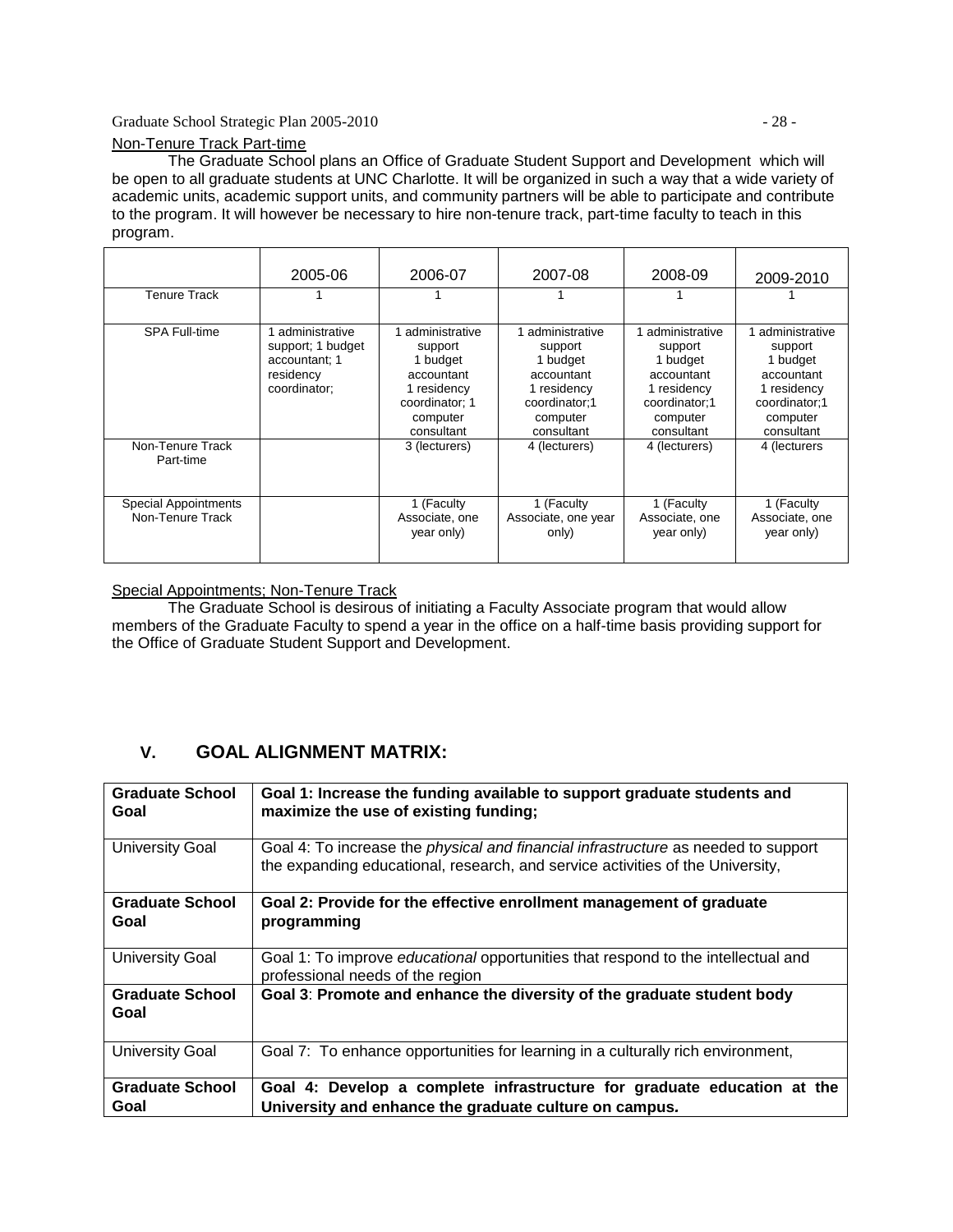Non-Tenure Track Part-time

The Graduate School plans an Office of Graduate Student Support and Development which will be open to all graduate students at UNC Charlotte. It will be organized in such a way that a wide variety of academic units, academic support units, and community partners will be able to participate and contribute to the program. It will however be necessary to hire non-tenure track, part-time faculty to teach in this program.

| | 2005-06 | 2006-07 | 2007-08 | 2008-09 | 2009-2010 |
|---|---|---|---|---|---|
| Tenure Track | 1 | 1 | 1 | 1 | 1 |
| SPA Full-time | 1 administrative support; 1 budget accountant; 1 residency coordinator; | 1 administrative support 1 budget accountant 1 residency coordinator; 1 computer consultant | 1 administrative support 1 budget accountant 1 residency coordinator;1 computer consultant | 1 administrative support 1 budget accountant 1 residency coordinator;1 computer consultant | 1 administrative support 1 budget accountant 1 residency coordinator;1 computer consultant |
| Non-Tenure Track Part-time | | 3 (lecturers) | 4 (lecturers) | 4 (lecturers) | 4 (lecturers |
| Special Appointments Non-Tenure Track | | 1 (Faculty Associate, one year only) | 1 (Faculty Associate, one year only) | 1 (Faculty Associate, one year only) | 1 (Faculty Associate, one year only) |

Special Appointments; Non-Tenure Track

The Graduate School is desirous of initiating a Faculty Associate program that would allow members of the Graduate Faculty to spend a year in the office on a half-time basis providing support for the Office of Graduate Student Support and Development.

## V. GOAL ALIGNMENT MATRIX:

| **Graduate School Goal** | **Goal 1: Increase the funding available to support graduate students and maximize the use of existing funding;** |
|---|---|
| University Goal | Goal 4: To increase the *physical and financial infrastructure* as needed to support the expanding educational, research, and service activities of the University, |
| **Graduate School Goal** | **Goal 2: Provide for the effective enrollment management of graduate programming** |
| University Goal | Goal 1: To improve *educational* opportunities that respond to the intellectual and professional needs of the region |
| **Graduate School Goal** | **Goal 3: Promote and enhance the diversity of the graduate student body** |
| University Goal | Goal 7: To enhance opportunities for learning in a culturally rich environment, |
| **Graduate School Goal** | **Goal 4: Develop a complete infrastructure for graduate education at the University and enhance the graduate culture on campus.** |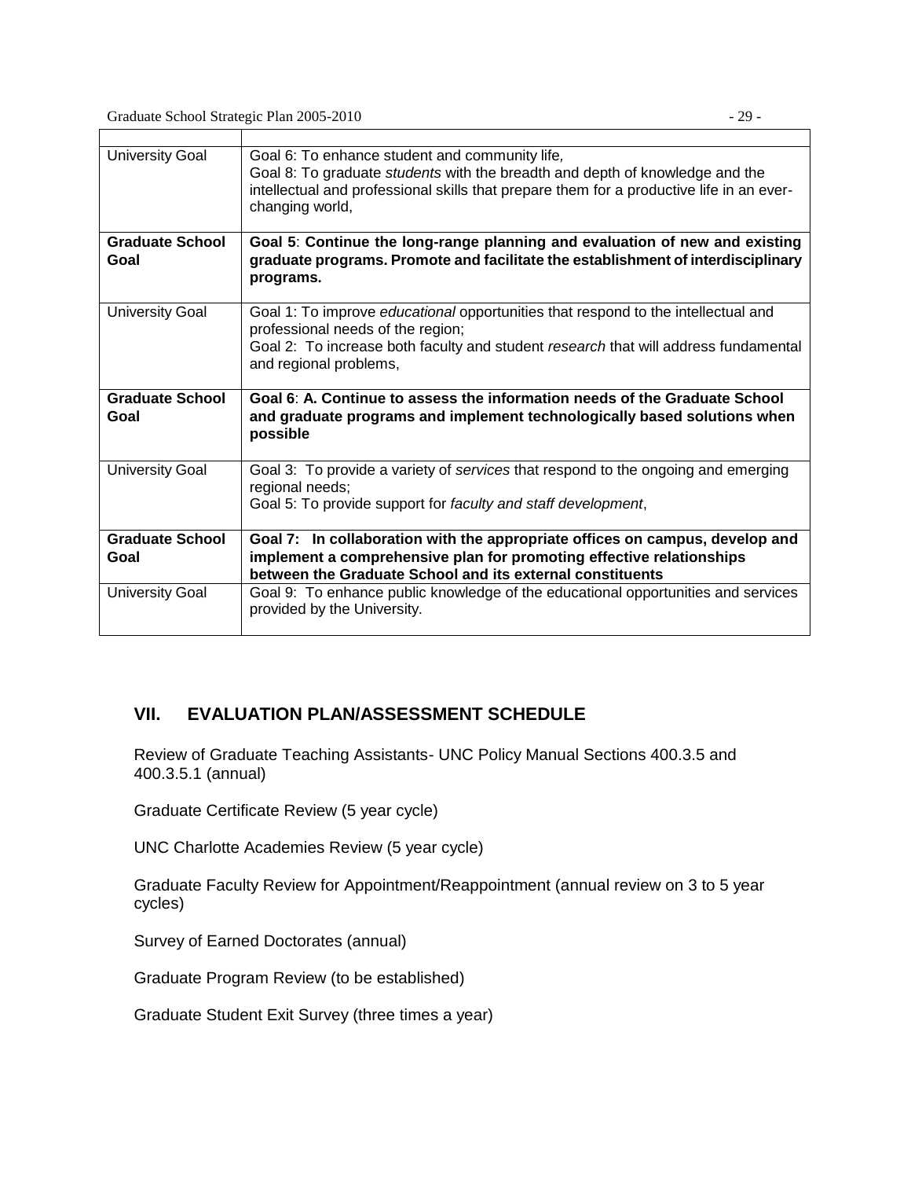| | |
|---|---|
| University Goal | Goal 6: To enhance student and community life, Goal 8: To graduate *students* with the breadth and depth of knowledge and the intellectual and professional skills that prepare them for a productive life in an ever-changing world, |
| **Graduate School Goal** | **Goal 5**: **Continue the long-range planning and evaluation of new and existing graduate programs. Promote and facilitate the establishment of interdisciplinary programs.** |
| University Goal | Goal 1: To improve *educational* opportunities that respond to the intellectual and professional needs of the region; Goal 2: To increase both faculty and student *research* that will address fundamental and regional problems, |
| **Graduate School Goal** | **Goal 6**: **A. Continue to assess the information needs of the Graduate School and graduate programs and implement technologically based solutions when possible** |
| University Goal | Goal 3: To provide a variety of *services* that respond to the ongoing and emerging regional needs; Goal 5: To provide support for *faculty and staff development*, |
| **Graduate School Goal** | **Goal 7: In collaboration with the appropriate offices on campus, develop and implement a comprehensive plan for promoting effective relationships between the Graduate School and its external constituents** |
| University Goal | Goal 9: To enhance public knowledge of the educational opportunities and services provided by the University. |

## VII. EVALUATION PLAN/ASSESSMENT SCHEDULE

Review of Graduate Teaching Assistants- UNC Policy Manual Sections 400.3.5 and 400.3.5.1 (annual)

Graduate Certificate Review (5 year cycle)

UNC Charlotte Academies Review (5 year cycle)

Graduate Faculty Review for Appointment/Reappointment (annual review on 3 to 5 year cycles)

Survey of Earned Doctorates (annual)

Graduate Program Review (to be established)

Graduate Student Exit Survey (three times a year)